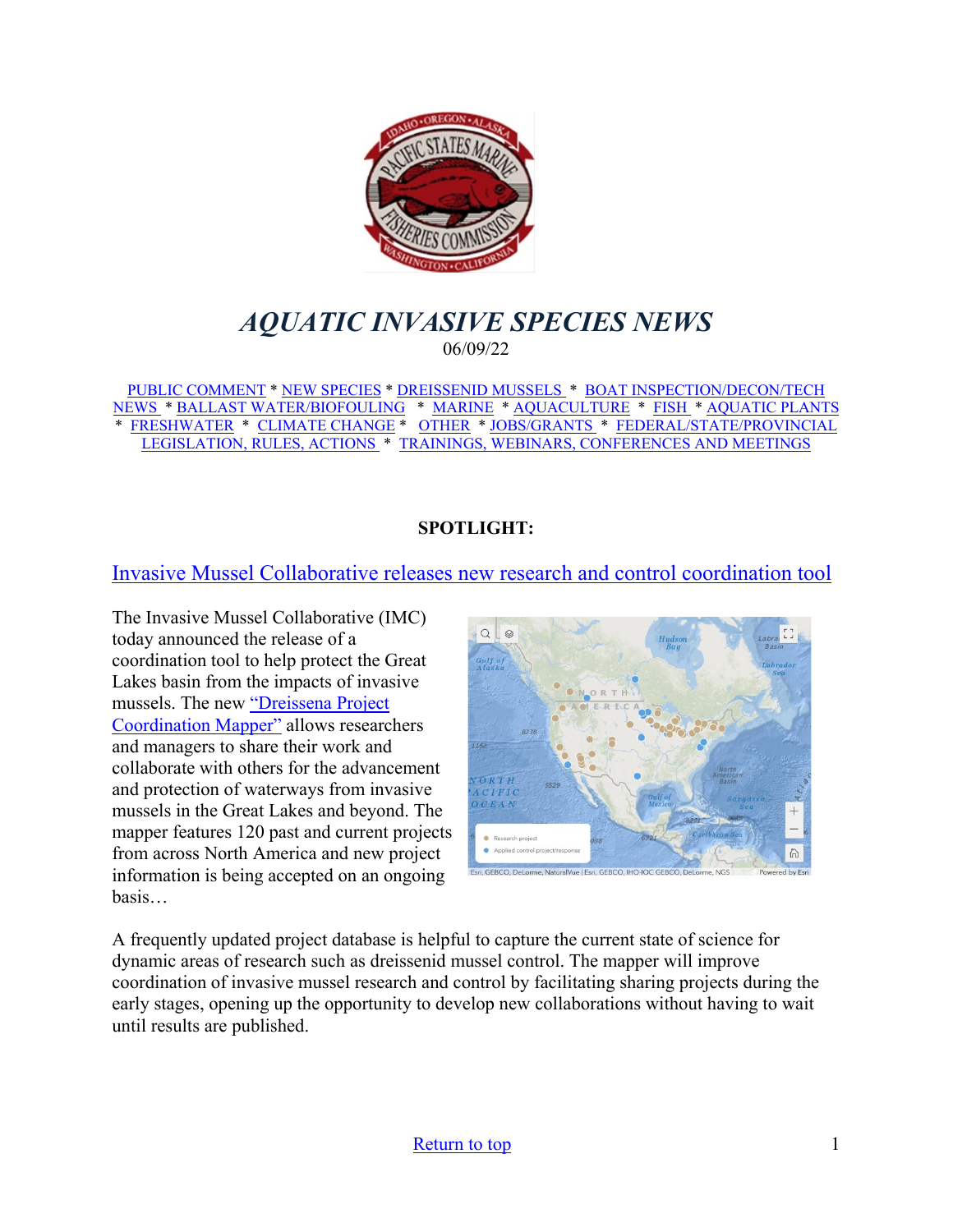# *AQUATIC INVASIVE SPECIES NEWS*

06/09/22

PUBLIC COMMENT * NEW SPECIES * DREISSENID MUSSELS * BOAT INSPECTION/DECON/TECH NEWS * BALLAST WATER/BIOFOULING * MARINE * AQUACULTURE * FISH * AQUATIC PLANTS * FRESHWATER * CLIMATE CHANGE * OTHER * JOBS/GRANTS * FEDERAL/STATE/PROVINCIAL LEGISLATION, RULES, ACTIONS * TRAININGS, WEBINARS, CONFERENCES AND MEETINGS

**SPOTLIGHT:**

## Invasive Mussel Collaborative releases new research and control coordination tool

The Invasive Mussel Collaborative (IMC) today announced the release of a coordination tool to help protect the Great Lakes basin from the impacts of invasive mussels. The new "Dreissena Project Coordination Mapper" allows researchers and managers to share their work and collaborate with others for the advancement and protection of waterways from invasive mussels in the Great Lakes and beyond. The mapper features 120 past and current projects from across North America and new project information is being accepted on an ongoing basis…

A frequently updated project database is helpful to capture the current state of science for dynamic areas of research such as dreissenid mussel control. The mapper will improve coordination of invasive mussel research and control by facilitating sharing projects during the early stages, opening up the opportunity to develop new collaborations without having to wait until results are published.

Return to top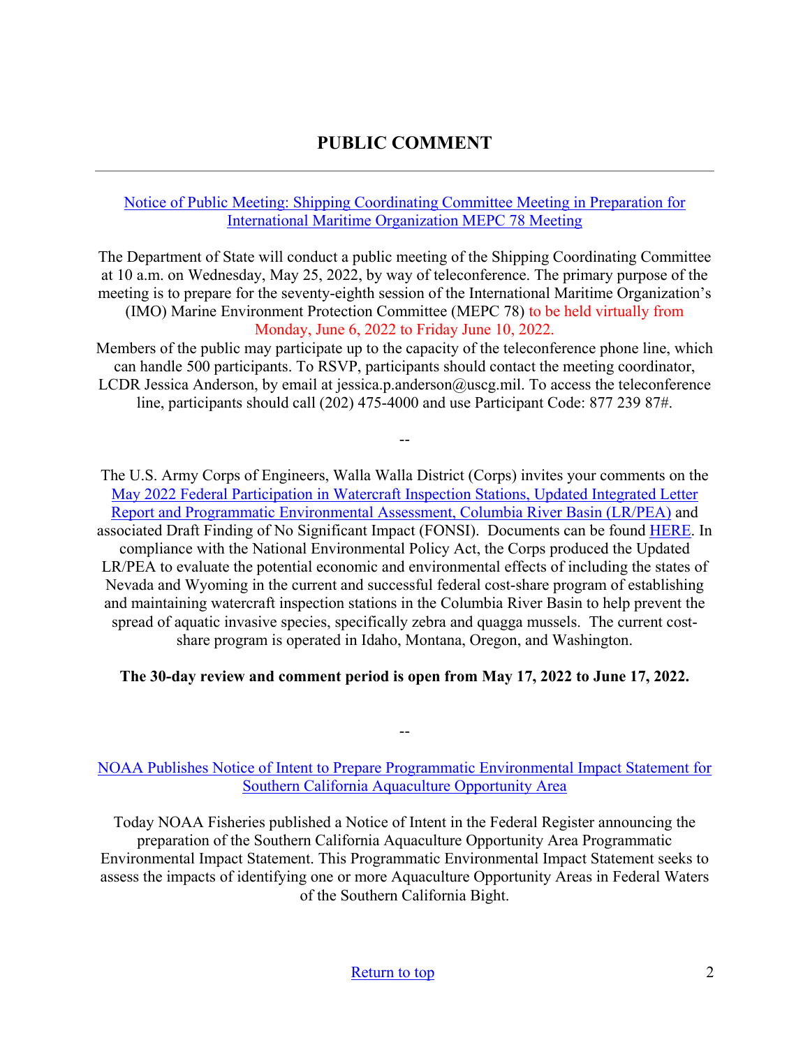# PUBLIC COMMENT

---

[Notice of Public Meeting: Shipping Coordinating Committee Meeting in Preparation for International Maritime Organization MEPC 78 Meeting]

The Department of State will conduct a public meeting of the Shipping Coordinating Committee at 10 a.m. on Wednesday, May 25, 2022, by way of teleconference. The primary purpose of the meeting is to prepare for the seventy-eighth session of the International Maritime Organization's (IMO) Marine Environment Protection Committee (MEPC 78) to be held virtually from Monday, June 6, 2022 to Friday June 10, 2022.

Members of the public may participate up to the capacity of the teleconference phone line, which can handle 500 participants. To RSVP, participants should contact the meeting coordinator, LCDR Jessica Anderson, by email at jessica.p.anderson@uscg.mil. To access the teleconference line, participants should call (202) 475-4000 and use Participant Code: 877 239 87#.

--

The U.S. Army Corps of Engineers, Walla Walla District (Corps) invites your comments on the [May 2022 Federal Participation in Watercraft Inspection Stations, Updated Integrated Letter Report and Programmatic Environmental Assessment, Columbia River Basin (LR/PEA)] and associated Draft Finding of No Significant Impact (FONSI). Documents can be found [HERE]. In compliance with the National Environmental Policy Act, the Corps produced the Updated LR/PEA to evaluate the potential economic and environmental effects of including the states of Nevada and Wyoming in the current and successful federal cost-share program of establishing and maintaining watercraft inspection stations in the Columbia River Basin to help prevent the spread of aquatic invasive species, specifically zebra and quagga mussels. The current cost-share program is operated in Idaho, Montana, Oregon, and Washington.

**The 30-day review and comment period is open from May 17, 2022 to June 17, 2022.**

--

[NOAA Publishes Notice of Intent to Prepare Programmatic Environmental Impact Statement for Southern California Aquaculture Opportunity Area]

Today NOAA Fisheries published a Notice of Intent in the Federal Register announcing the preparation of the Southern California Aquaculture Opportunity Area Programmatic Environmental Impact Statement. This Programmatic Environmental Impact Statement seeks to assess the impacts of identifying one or more Aquaculture Opportunity Areas in Federal Waters of the Southern California Bight.

[Return to top]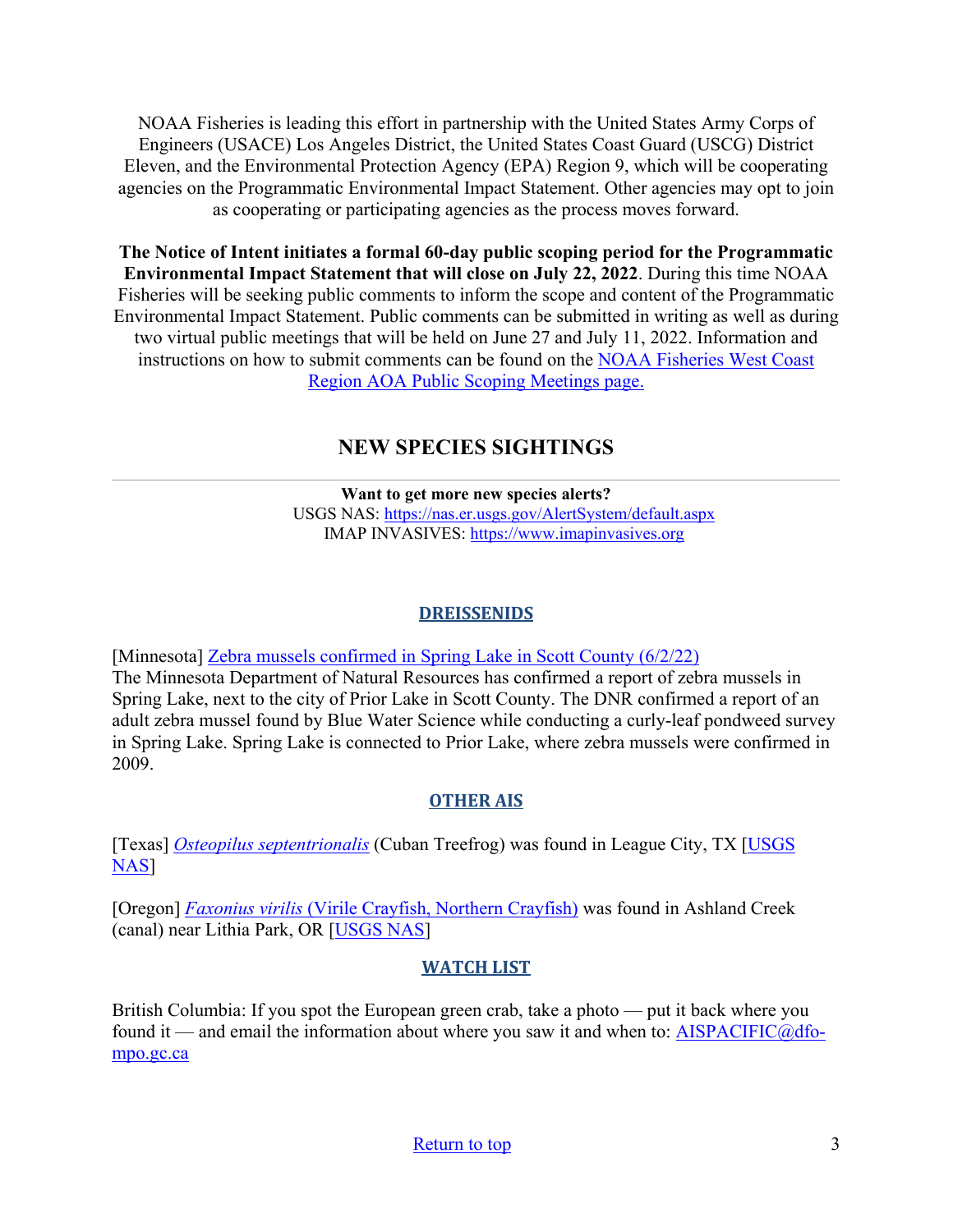NOAA Fisheries is leading this effort in partnership with the United States Army Corps of Engineers (USACE) Los Angeles District, the United States Coast Guard (USCG) District Eleven, and the Programmatic Environmental Protection Agency (EPA) Region 9, which will be cooperating agencies on the Programmatic Environmental Impact Statement. Other agencies may opt to join as cooperating or participating agencies as the process moves forward.

**The Notice of Intent initiates a formal 60-day public scoping period for the Programmatic Environmental Impact Statement that will close on July 22, 2022**. During this time NOAA Fisheries will be seeking public comments to inform the scope and content of the Programmatic Environmental Impact Statement. Public comments can be submitted in writing as well as during two virtual public meetings that will be held on June 27 and July 11, 2022. Information and instructions on how to submit comments can be found on the NOAA Fisheries West Coast Region AOA Public Scoping Meetings page.

## NEW SPECIES SIGHTINGS

---

**Want to get more new species alerts?**
USGS NAS: https://nas.er.usgs.gov/AlertSystem/default.aspx
IMAP INVASIVES: https://www.imapinvasives.org

### DREISSENIDS

[Minnesota] Zebra mussels confirmed in Spring Lake in Scott County (6/2/22)
The Minnesota Department of Natural Resources has confirmed a report of zebra mussels in Spring Lake, next to the city of Prior Lake in Scott County. The DNR confirmed a report of an adult zebra mussel found by Blue Water Science while conducting a curly-leaf pondweed survey in Spring Lake. Spring Lake is connected to Prior Lake, where zebra mussels were confirmed in 2009.

### OTHER AIS

[Texas] *Osteopilus septentrionalis* (Cuban Treefrog) was found in League City, TX [USGS NAS]

[Oregon] *Faxonius virilis* (Virile Crayfish, Northern Crayfish) was found in Ashland Creek (canal) near Lithia Park, OR [USGS NAS]

### WATCH LIST

British Columbia: If you spot the European green crab, take a photo — put it back where you found it — and email the information about where you saw it and when to: AISPACIFIC@dfo-mpo.gc.ca

Return to top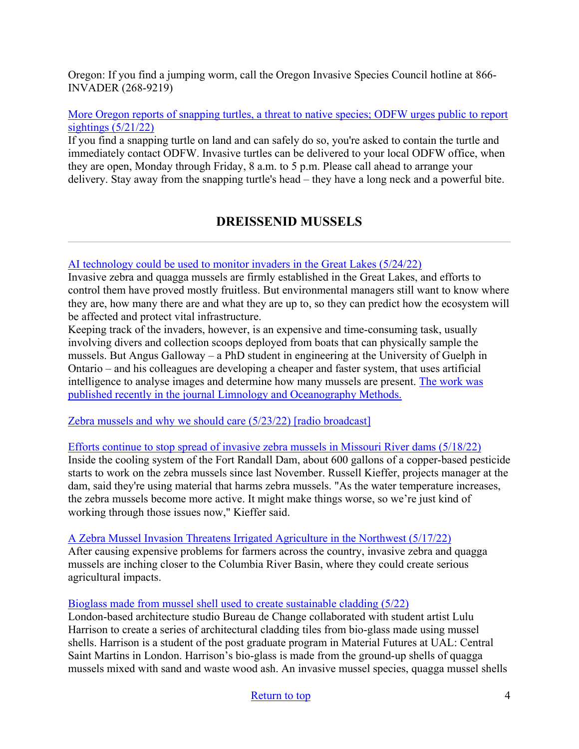Oregon: If you find a jumping worm, call the Oregon Invasive Species Council hotline at 866-INVADER (268-9219)

[More Oregon reports of snapping turtles, a threat to native species; ODFW urges public to report sightings (5/21/22)](#)
If you find a snapping turtle on land and can safely do so, you're asked to contain the turtle and immediately contact ODFW. Invasive turtles can be delivered to your local ODFW office, when they are open, Monday through Friday, 8 a.m. to 5 p.m. Please call ahead to arrange your delivery. Stay away from the snapping turtle's head – they have a long neck and a powerful bite.

## DREISSENID MUSSELS

---

[AI technology could be used to monitor invaders in the Great Lakes (5/24/22)](#)
Invasive zebra and quagga mussels are firmly established in the Great Lakes, and efforts to control them have proved mostly fruitless. But environmental managers still want to know where they are, how many there are and what they are up to, so they can predict how the ecosystem will be affected and protect vital infrastructure.
Keeping track of the invaders, however, is an expensive and time-consuming task, usually involving divers and collection scoops deployed from boats that can physically sample the mussels. But Angus Galloway – a PhD student in engineering at the University of Guelph in Ontario – and his colleagues are developing a cheaper and faster system, that uses artificial intelligence to analyse images and determine how many mussels are present. [The work was published recently in the journal Limnology and Oceanography Methods.](#)

[Zebra mussels and why we should care (5/23/22) [radio broadcast]](#)

[Efforts continue to stop spread of invasive zebra mussels in Missouri River dams (5/18/22)](#)
Inside the cooling system of the Fort Randall Dam, about 600 gallons of a copper-based pesticide starts to work on the zebra mussels since last November. Russell Kieffer, projects manager at the dam, said they're using material that harms zebra mussels. "As the water temperature increases, the zebra mussels become more active. It might make things worse, so we're just kind of working through those issues now," Kieffer said.

[A Zebra Mussel Invasion Threatens Irrigated Agriculture in the Northwest (5/17/22)](#)
After causing expensive problems for farmers across the country, invasive zebra and quagga mussels are inching closer to the Columbia River Basin, where they could create serious agricultural impacts.

[Bioglass made from mussel shell used to create sustainable cladding (5/22)](#)
London-based architecture studio Bureau de Change collaborated with student artist Lulu Harrison to create a series of architectural cladding tiles from bio-glass made using mussel shells. Harrison is a student of the post graduate program in Material Futures at UAL: Central Saint Martins in London. Harrison's bio-glass is made from the ground-up shells of quagga mussels mixed with sand and waste wood ash. An invasive mussel species, quagga mussel shells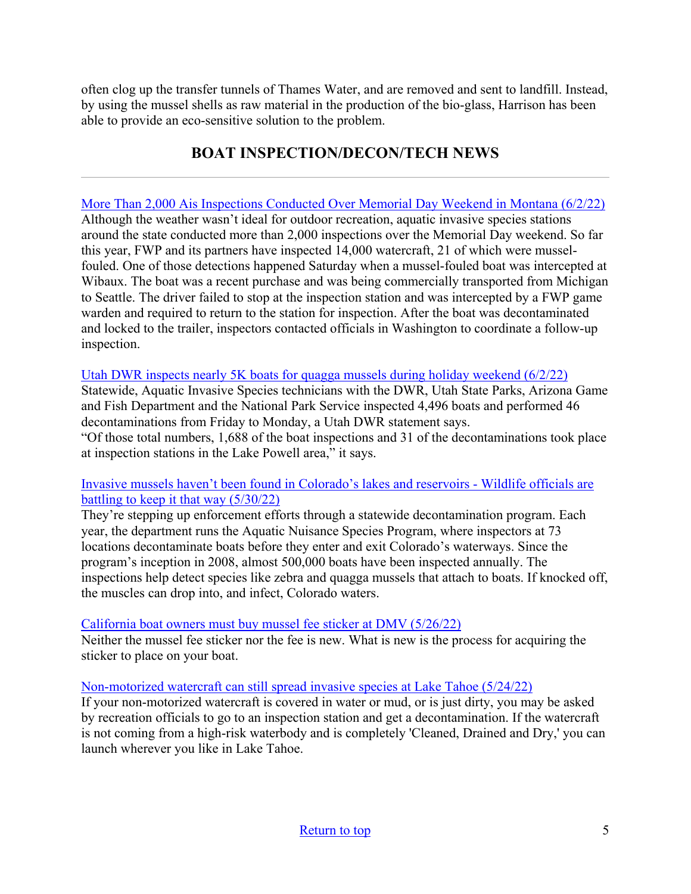often clog up the transfer tunnels of Thames Water, and are removed and sent to landfill. Instead, by using the mussel shells as raw material in the production of the bio-glass, Harrison has been able to provide an eco-sensitive solution to the problem.

## BOAT INSPECTION/DECON/TECH NEWS

---

More Than 2,000 Ais Inspections Conducted Over Memorial Day Weekend in Montana (6/2/22)
Although the weather wasn't ideal for outdoor recreation, aquatic invasive species stations around the state conducted more than 2,000 inspections over the Memorial Day weekend. So far this year, FWP and its partners have inspected 14,000 watercraft, 21 of which were mussel-fouled. One of those detections happened Saturday when a mussel-fouled boat was intercepted at Wibaux. The boat was a recent purchase and was being commercially transported from Michigan to Seattle. The driver failed to stop at the inspection station and was intercepted by a FWP game warden and required to return to the station for inspection. After the boat was decontaminated and locked to the trailer, inspectors contacted officials in Washington to coordinate a follow-up inspection.

Utah DWR inspects nearly 5K boats for quagga mussels during holiday weekend (6/2/22)
Statewide, Aquatic Invasive Species technicians with the DWR, Utah State Parks, Arizona Game and Fish Department and the National Park Service inspected 4,496 boats and performed 46 decontaminations from Friday to Monday, a Utah DWR statement says.
"Of those total numbers, 1,688 of the boat inspections and 31 of the decontaminations took place at inspection stations in the Lake Powell area," it says.

Invasive mussels haven't been found in Colorado's lakes and reservoirs - Wildlife officials are battling to keep it that way (5/30/22)
They're stepping up enforcement efforts through a statewide decontamination program. Each year, the department runs the Aquatic Nuisance Species Program, where inspectors at 73 locations decontaminate boats before they enter and exit Colorado's waterways. Since the program's inception in 2008, almost 500,000 boats have been inspected annually. The inspections help detect species like zebra and quagga mussels that attach to boats. If knocked off, the muscles can drop into, and infect, Colorado waters.

California boat owners must buy mussel fee sticker at DMV (5/26/22)
Neither the mussel fee sticker nor the fee is new. What is new is the process for acquiring the sticker to place on your boat.

Non-motorized watercraft can still spread invasive species at Lake Tahoe (5/24/22)
If your non-motorized watercraft is covered in water or mud, or is just dirty, you may be asked by recreation officials to go to an inspection station and get a decontamination. If the watercraft is not coming from a high-risk waterbody and is completely 'Cleaned, Drained and Dry,' you can launch wherever you like in Lake Tahoe.

Return to top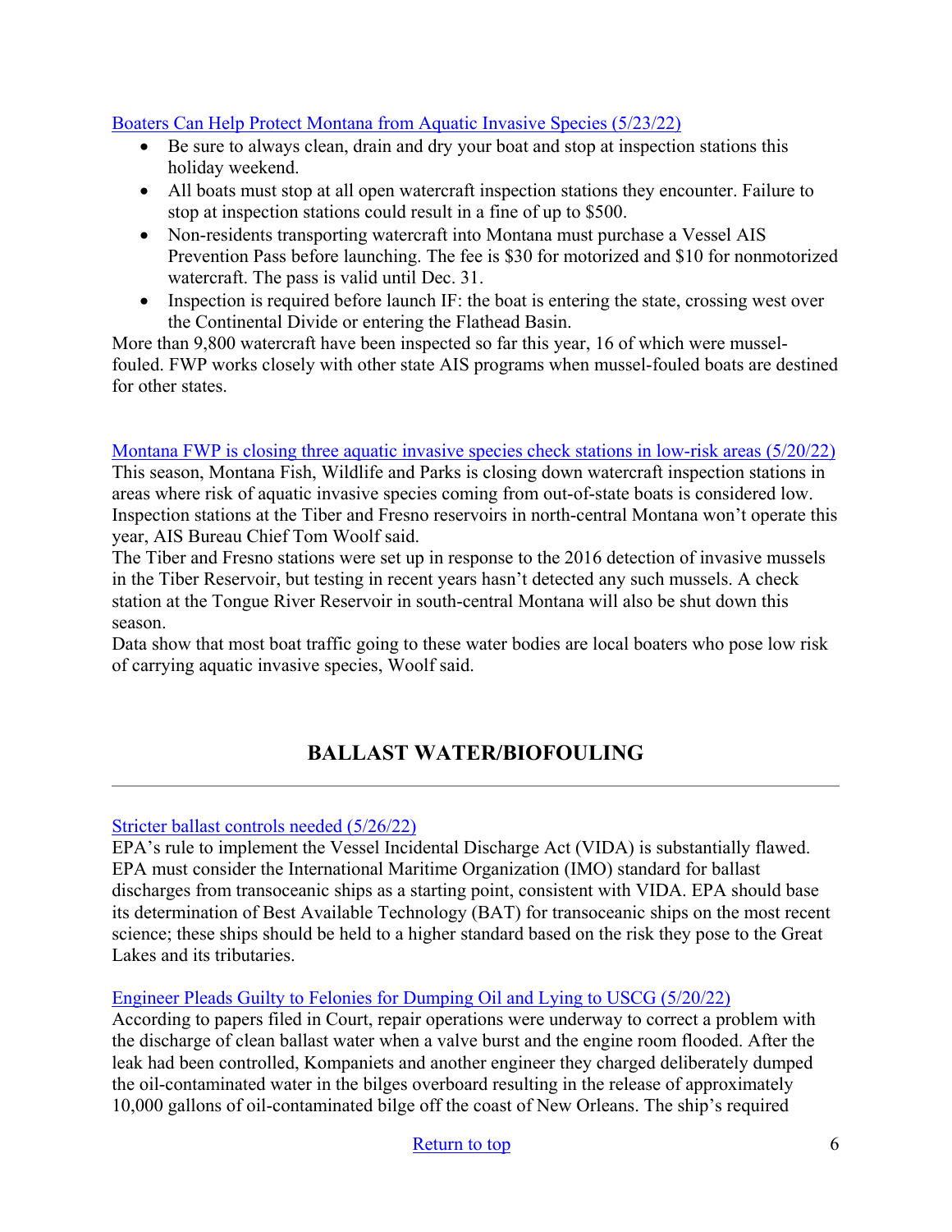[Boaters Can Help Protect Montana from Aquatic Invasive Species (5/23/22)]

- Be sure to always clean, drain and dry your boat and stop at inspection stations this holiday weekend.
- All boats must stop at all open watercraft inspection stations they encounter. Failure to stop at inspection stations could result in a fine of up to $500.
- Non-residents transporting watercraft into Montana must purchase a Vessel AIS Prevention Pass before launching. The fee is $30 for motorized and $10 for nonmotorized watercraft. The pass is valid until Dec. 31.
- Inspection is required before launch IF: the boat is entering the state, crossing west over the Continental Divide or entering the Flathead Basin.

More than 9,800 watercraft have been inspected so far this year, 16 of which were mussel-fouled. FWP works closely with other state AIS programs when mussel-fouled boats are destined for other states.

[Montana FWP is closing three aquatic invasive species check stations in low-risk areas (5/20/22)]

This season, Montana Fish, Wildlife and Parks is closing down watercraft inspection stations in areas where risk of aquatic invasive species coming from out-of-state boats is considered low. Inspection stations at the Tiber and Fresno reservoirs in north-central Montana won't operate this year, AIS Bureau Chief Tom Woolf said.

The Tiber and Fresno stations were set up in response to the 2016 detection of invasive mussels in the Tiber Reservoir, but testing in recent years hasn't detected any such mussels. A check station at the Tongue River Reservoir in south-central Montana will also be shut down this season.

Data show that most boat traffic going to these water bodies are local boaters who pose low risk of carrying aquatic invasive species, Woolf said.

## BALLAST WATER/BIOFOULING

---

[Stricter ballast controls needed (5/26/22)]

EPA's rule to implement the Vessel Incidental Discharge Act (VIDA) is substantially flawed. EPA must consider the International Maritime Organization (IMO) standard for ballast discharges from transoceanic ships as a starting point, consistent with VIDA. EPA should base its determination of Best Available Technology (BAT) for transoceanic ships on the most recent science; these ships should be held to a higher standard based on the risk they pose to the Great Lakes and its tributaries.

[Engineer Pleads Guilty to Felonies for Dumping Oil and Lying to USCG (5/20/22)]

According to papers filed in Court, repair operations were underway to correct a problem with the discharge of clean ballast water when a valve burst and the engine room flooded. After the leak had been controlled, Kompaniets and another engineer they charged deliberately dumped the oil-contaminated water in the bilges overboard resulting in the release of approximately 10,000 gallons of oil-contaminated bilge off the coast of New Orleans. The ship's required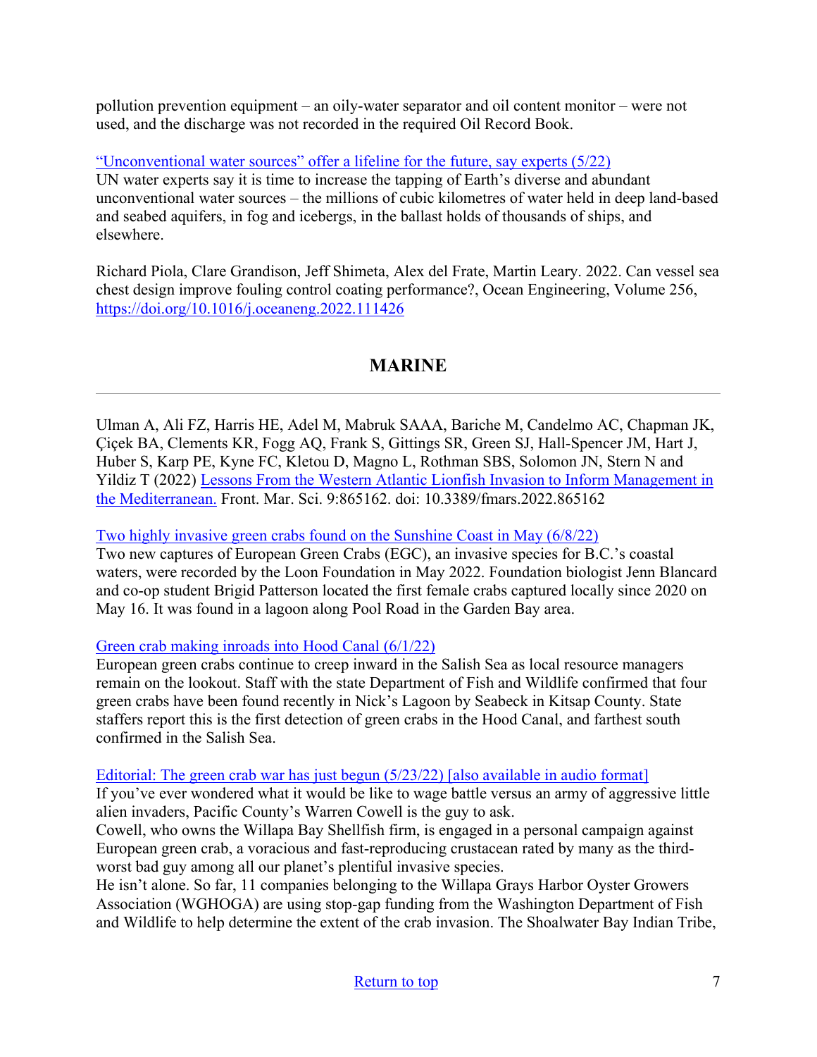pollution prevention equipment – an oily-water separator and oil content monitor – were not used, and the discharge was not recorded in the required Oil Record Book.

“Unconventional water sources” offer a lifeline for the future, say experts (5/22)
UN water experts say it is time to increase the tapping of Earth’s diverse and abundant unconventional water sources – the millions of cubic kilometres of water held in deep land-based and seabed aquifers, in fog and icebergs, in the ballast holds of thousands of ships, and elsewhere.

Richard Piola, Clare Grandison, Jeff Shimeta, Alex del Frate, Martin Leary. 2022. Can vessel sea chest design improve fouling control coating performance?, Ocean Engineering, Volume 256, https://doi.org/10.1016/j.oceaneng.2022.111426

## MARINE

Ulman A, Ali FZ, Harris HE, Adel M, Mabruk SAAA, Bariche M, Candelmo AC, Chapman JK, Çiçek BA, Clements KR, Fogg AQ, Frank S, Gittings SR, Green SJ, Hall-Spencer JM, Hart J, Huber S, Karp PE, Kyne FC, Kletou D, Magno L, Rothman SBS, Solomon JN, Stern N and Yildiz T (2022) Lessons From the Western Atlantic Lionfish Invasion to Inform Management in the Mediterranean. Front. Mar. Sci. 9:865162. doi: 10.3389/fmars.2022.865162

Two highly invasive green crabs found on the Sunshine Coast in May (6/8/22)
Two new captures of European Green Crabs (EGC), an invasive species for B.C.’s coastal waters, were recorded by the Loon Foundation in May 2022. Foundation biologist Jenn Blancard and co-op student Brigid Patterson located the first female crabs captured locally since 2020 on May 16. It was found in a lagoon along Pool Road in the Garden Bay area.

Green crab making inroads into Hood Canal (6/1/22)
European green crabs continue to creep inward in the Salish Sea as local resource managers remain on the lookout. Staff with the state Department of Fish and Wildlife confirmed that four green crabs have been found recently in Nick’s Lagoon by Seabeck in Kitsap County. State staffers report this is the first detection of green crabs in the Hood Canal, and farthest south confirmed in the Salish Sea.

Editorial: The green crab war has just begun (5/23/22) [also available in audio format]
If you’ve ever wondered what it would be like to wage battle versus an army of aggressive little alien invaders, Pacific County’s Warren Cowell is the guy to ask.
Cowell, who owns the Willapa Bay Shellfish firm, is engaged in a personal campaign against European green crab, a voracious and fast-reproducing crustacean rated by many as the third-worst bad guy among all our planet’s plentiful invasive species.
He isn’t alone. So far, 11 companies belonging to the Willapa Grays Harbor Oyster Growers Association (WGHOGA) are using stop-gap funding from the Washington Department of Fish and Wildlife to help determine the extent of the crab invasion. The Shoalwater Bay Indian Tribe,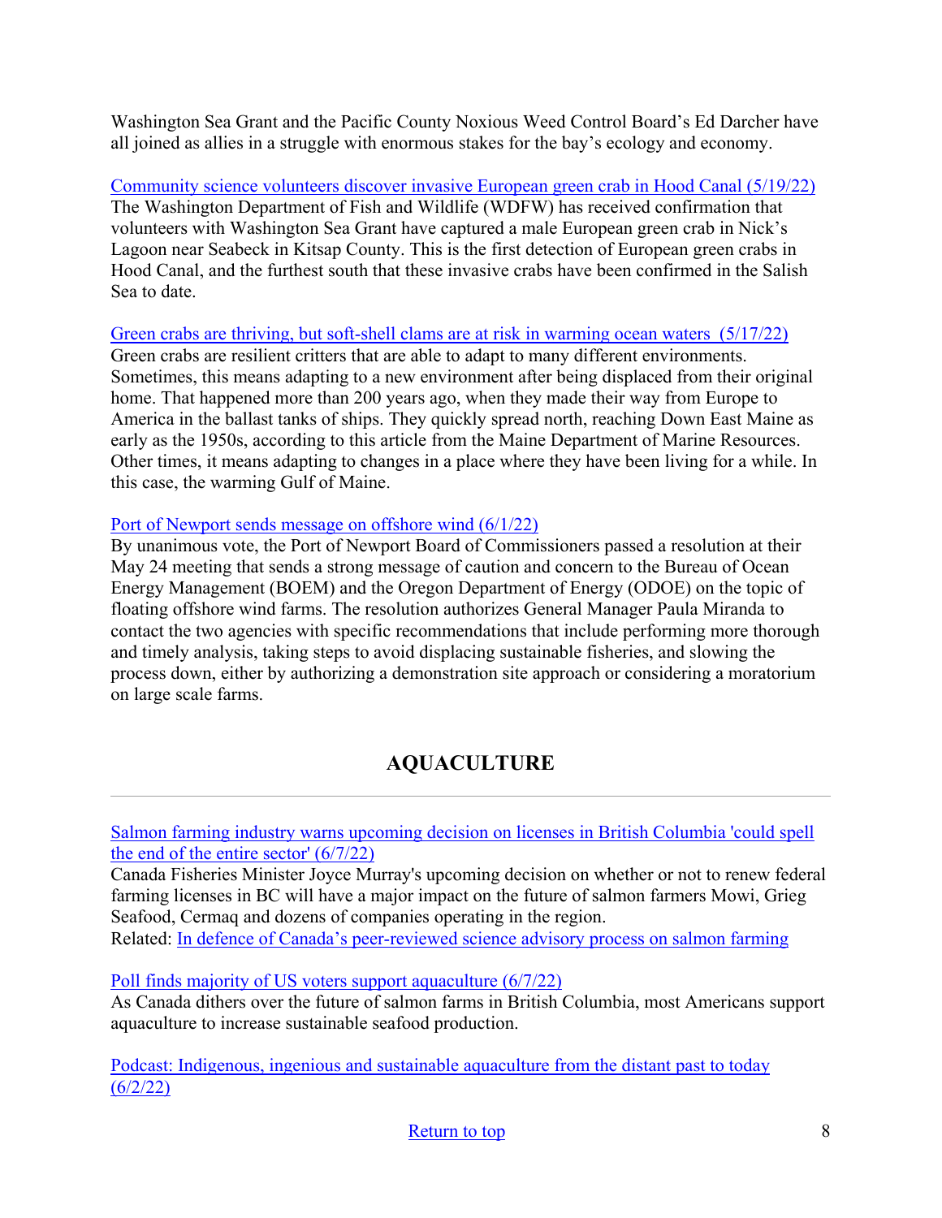Washington Sea Grant and the Pacific County Noxious Weed Control Board's Ed Darcher have all joined as allies in a struggle with enormous stakes for the bay's ecology and economy.

Community science volunteers discover invasive European green crab in Hood Canal (5/19/22)
The Washington Department of Fish and Wildlife (WDFW) has received confirmation that volunteers with Washington Sea Grant have captured a male European green crab in Nick's Lagoon near Seabeck in Kitsap County. This is the first detection of European green crabs in Hood Canal, and the furthest south that these invasive crabs have been confirmed in the Salish Sea to date.

Green crabs are thriving, but soft-shell clams are at risk in warming ocean waters (5/17/22)
Green crabs are resilient critters that are able to adapt to many different environments. Sometimes, this means adapting to a new environment after being displaced from their original home. That happened more than 200 years ago, when they made their way from Europe to America in the ballast tanks of ships. They quickly spread north, reaching Down East Maine as early as the 1950s, according to this article from the Maine Department of Marine Resources. Other times, it means adapting to changes in a place where they have been living for a while. In this case, the warming Gulf of Maine.

Port of Newport sends message on offshore wind (6/1/22)
By unanimous vote, the Port of Newport Board of Commissioners passed a resolution at their May 24 meeting that sends a strong message of caution and concern to the Bureau of Ocean Energy Management (BOEM) and the Oregon Department of Energy (ODOE) on the topic of floating offshore wind farms. The resolution authorizes General Manager Paula Miranda to contact the two agencies with specific recommendations that include performing more thorough and timely analysis, taking steps to avoid displacing sustainable fisheries, and slowing the process down, either by authorizing a demonstration site approach or considering a moratorium on large scale farms.

## AQUACULTURE

---

Salmon farming industry warns upcoming decision on licenses in British Columbia 'could spell the end of the entire sector' (6/7/22)
Canada Fisheries Minister Joyce Murray's upcoming decision on whether or not to renew federal farming licenses in BC will have a major impact on the future of salmon farmers Mowi, Grieg Seafood, Cermaq and dozens of companies operating in the region.
Related: In defence of Canada's peer-reviewed science advisory process on salmon farming

Poll finds majority of US voters support aquaculture (6/7/22)
As Canada dithers over the future of salmon farms in British Columbia, most Americans support aquaculture to increase sustainable seafood production.

Podcast: Indigenous, ingenious and sustainable aquaculture from the distant past to today (6/2/22)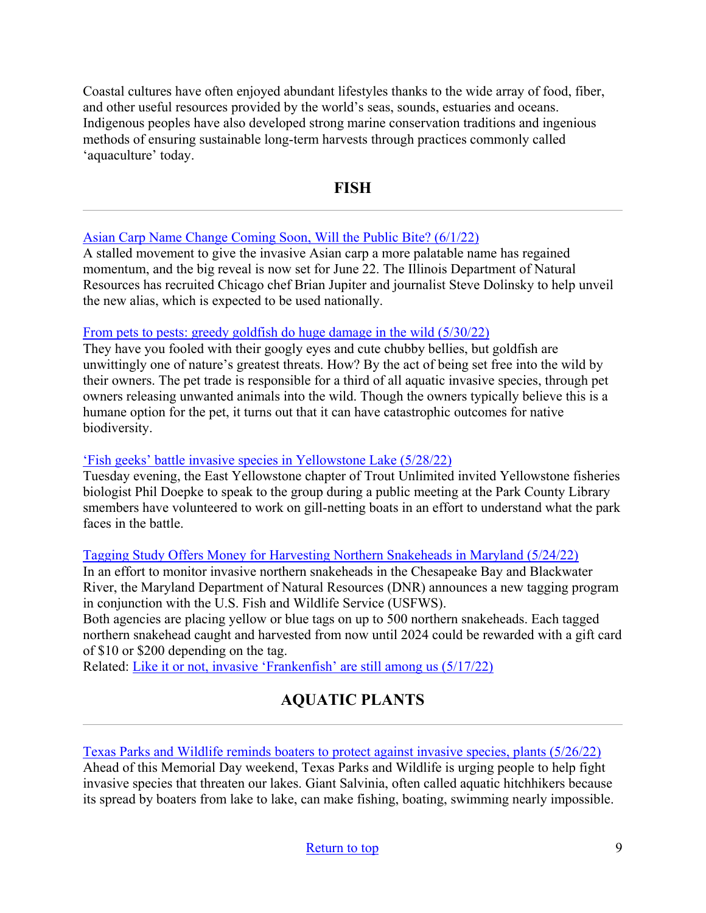Coastal cultures have often enjoyed abundant lifestyles thanks to the wide array of food, fiber, and other useful resources provided by the world's seas, sounds, estuaries and oceans. Indigenous peoples have also developed strong marine conservation traditions and ingenious methods of ensuring sustainable long-term harvests through practices commonly called 'aquaculture' today.

## FISH

---

Asian Carp Name Change Coming Soon, Will the Public Bite? (6/1/22)
A stalled movement to give the invasive Asian carp a more palatable name has regained momentum, and the big reveal is now set for June 22. The Illinois Department of Natural Resources has recruited Chicago chef Brian Jupiter and journalist Steve Dolinsky to help unveil the new alias, which is expected to be used nationally.

From pets to pests: greedy goldfish do huge damage in the wild (5/30/22)
They have you fooled with their googly eyes and cute chubby bellies, but goldfish are unwittingly one of nature's greatest threats. How? By the act of being set free into the wild by their owners. The pet trade is responsible for a third of all aquatic invasive species, through pet owners releasing unwanted animals into the wild. Though the owners typically believe this is a humane option for the pet, it turns out that it can have catastrophic outcomes for native biodiversity.

'Fish geeks' battle invasive species in Yellowstone Lake (5/28/22)
Tuesday evening, the East Yellowstone chapter of Trout Unlimited invited Yellowstone fisheries biologist Phil Doepke to speak to the group during a public meeting at the Park County Library smembers have volunteered to work on gill-netting boats in an effort to understand what the park faces in the battle.

Tagging Study Offers Money for Harvesting Northern Snakeheads in Maryland (5/24/22)
In an effort to monitor invasive northern snakeheads in the Chesapeake Bay and Blackwater River, the Maryland Department of Natural Resources (DNR) announces a new tagging program in conjunction with the U.S. Fish and Wildlife Service (USFWS).
Both agencies are placing yellow or blue tags on up to 500 northern snakeheads. Each tagged northern snakehead caught and harvested from now until 2024 could be rewarded with a gift card of $10 or $200 depending on the tag.
Related: Like it or not, invasive 'Frankenfish' are still among us (5/17/22)

## AQUATIC PLANTS

---

Texas Parks and Wildlife reminds boaters to protect against invasive species, plants (5/26/22)
Ahead of this Memorial Day weekend, Texas Parks and Wildlife is urging people to help fight invasive species that threaten our lakes. Giant Salvinia, often called aquatic hitchhikers because its spread by boaters from lake to lake, can make fishing, boating, swimming nearly impossible.

Return to top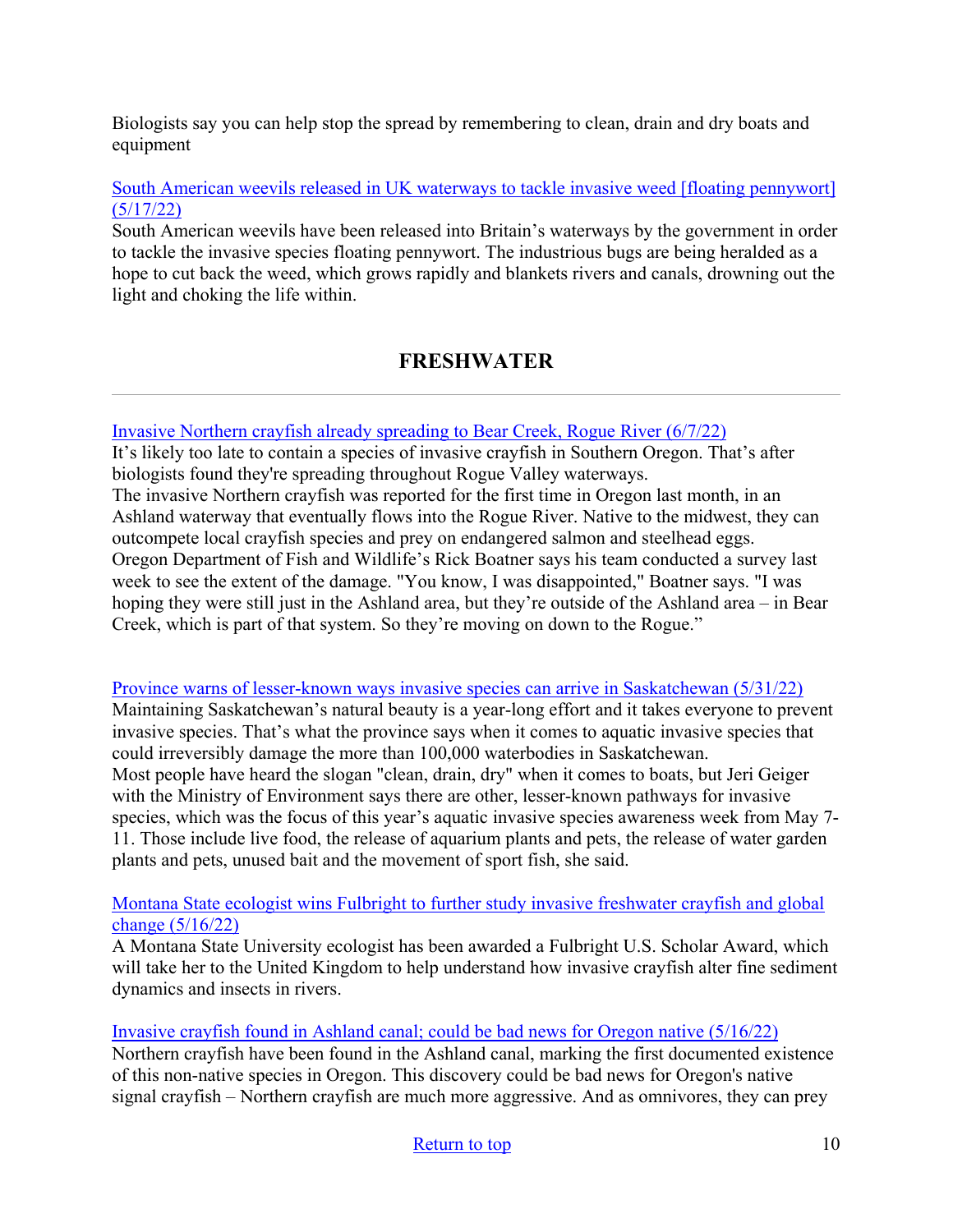Biologists say you can help stop the spread by remembering to clean, drain and dry boats and equipment

South American weevils released in UK waterways to tackle invasive weed [floating pennywort] (5/17/22)
South American weevils have been released into Britain's waterways by the government in order to tackle the invasive species floating pennywort. The industrious bugs are being heralded as a hope to cut back the weed, which grows rapidly and blankets rivers and canals, drowning out the light and choking the life within.

## FRESHWATER

---

Invasive Northern crayfish already spreading to Bear Creek, Rogue River (6/7/22)
It's likely too late to contain a species of invasive crayfish in Southern Oregon. That's after biologists found they're spreading throughout Rogue Valley waterways.
The invasive Northern crayfish was reported for the first time in Oregon last month, in an Ashland waterway that eventually flows into the Rogue River. Native to the midwest, they can outcompete local crayfish species and prey on endangered salmon and steelhead eggs.
Oregon Department of Fish and Wildlife's Rick Boatner says his team conducted a survey last week to see the extent of the damage. "You know, I was disappointed," Boatner says. "I was hoping they were still just in the Ashland area, but they're outside of the Ashland area – in Bear Creek, which is part of that system. So they're moving on down to the Rogue."

Province warns of lesser-known ways invasive species can arrive in Saskatchewan (5/31/22)
Maintaining Saskatchewan's natural beauty is a year-long effort and it takes everyone to prevent invasive species. That's what the province says when it comes to aquatic invasive species that could irreversibly damage the more than 100,000 waterbodies in Saskatchewan.
Most people have heard the slogan "clean, drain, dry" when it comes to boats, but Jeri Geiger with the Ministry of Environment says there are other, lesser-known pathways for invasive species, which was the focus of this year's aquatic invasive species awareness week from May 7-11. Those include live food, the release of aquarium plants and pets, the release of water garden plants and pets, unused bait and the movement of sport fish, she said.

Montana State ecologist wins Fulbright to further study invasive freshwater crayfish and global change (5/16/22)
A Montana State University ecologist has been awarded a Fulbright U.S. Scholar Award, which will take her to the United Kingdom to help understand how invasive crayfish alter fine sediment dynamics and insects in rivers.

Invasive crayfish found in Ashland canal; could be bad news for Oregon native (5/16/22)
Northern crayfish have been found in the Ashland canal, marking the first documented existence of this non-native species in Oregon. This discovery could be bad news for Oregon's native signal crayfish – Northern crayfish are much more aggressive. And as omnivores, they can prey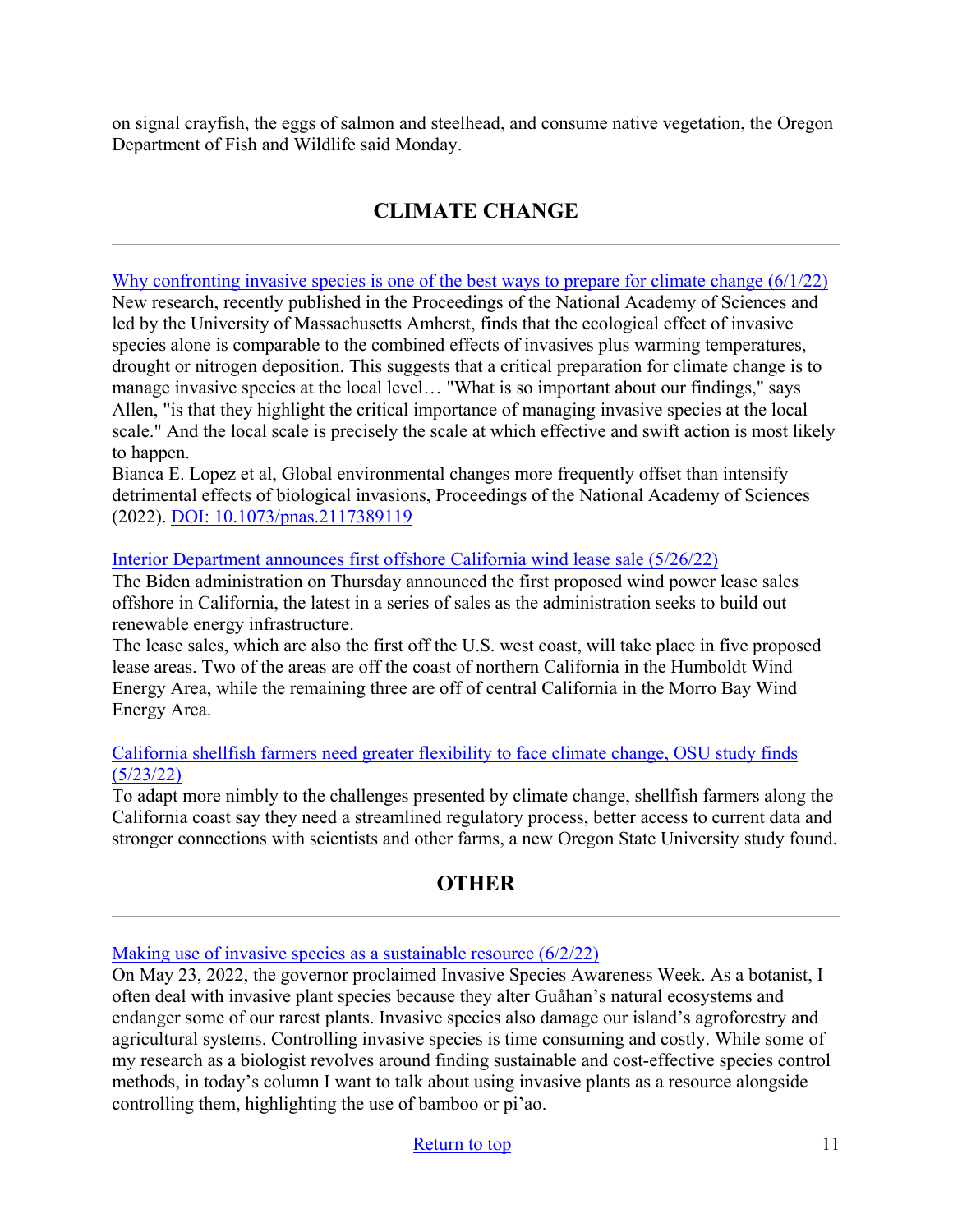on signal crayfish, the eggs of salmon and steelhead, and consume native vegetation, the Oregon Department of Fish and Wildlife said Monday.

## CLIMATE CHANGE

---

Why confronting invasive species is one of the best ways to prepare for climate change (6/1/22)
New research, recently published in the Proceedings of the National Academy of Sciences and led by the University of Massachusetts Amherst, finds that the ecological effect of invasive species alone is comparable to the combined effects of invasives plus warming temperatures, drought or nitrogen deposition. This suggests that a critical preparation for climate change is to manage invasive species at the local level… "What is so important about our findings," says Allen, "is that they highlight the critical importance of managing invasive species at the local scale." And the local scale is precisely the scale at which effective and swift action is most likely to happen.
Bianca E. Lopez et al, Global environmental changes more frequently offset than intensify detrimental effects of biological invasions, Proceedings of the National Academy of Sciences (2022). DOI: 10.1073/pnas.2117389119

Interior Department announces first offshore California wind lease sale (5/26/22)
The Biden administration on Thursday announced the first proposed wind power lease sales offshore in California, the latest in a series of sales as the administration seeks to build out renewable energy infrastructure.
The lease sales, which are also the first off the U.S. west coast, will take place in five proposed lease areas. Two of the areas are off the coast of northern California in the Humboldt Wind Energy Area, while the remaining three are off of central California in the Morro Bay Wind Energy Area.

California shellfish farmers need greater flexibility to face climate change, OSU study finds (5/23/22)
To adapt more nimbly to the challenges presented by climate change, shellfish farmers along the California coast say they need a streamlined regulatory process, better access to current data and stronger connections with scientists and other farms, a new Oregon State University study found.

## OTHER

---

Making use of invasive species as a sustainable resource (6/2/22)
On May 23, 2022, the governor proclaimed Invasive Species Awareness Week. As a botanist, I often deal with invasive plant species because they alter Guåhan's natural ecosystems and endanger some of our rarest plants. Invasive species also damage our island's agroforestry and agricultural systems. Controlling invasive species is time consuming and costly. While some of my research as a biologist revolves around finding sustainable and cost-effective species control methods, in today's column I want to talk about using invasive plants as a resource alongside controlling them, highlighting the use of bamboo or pi'ao.

Return to top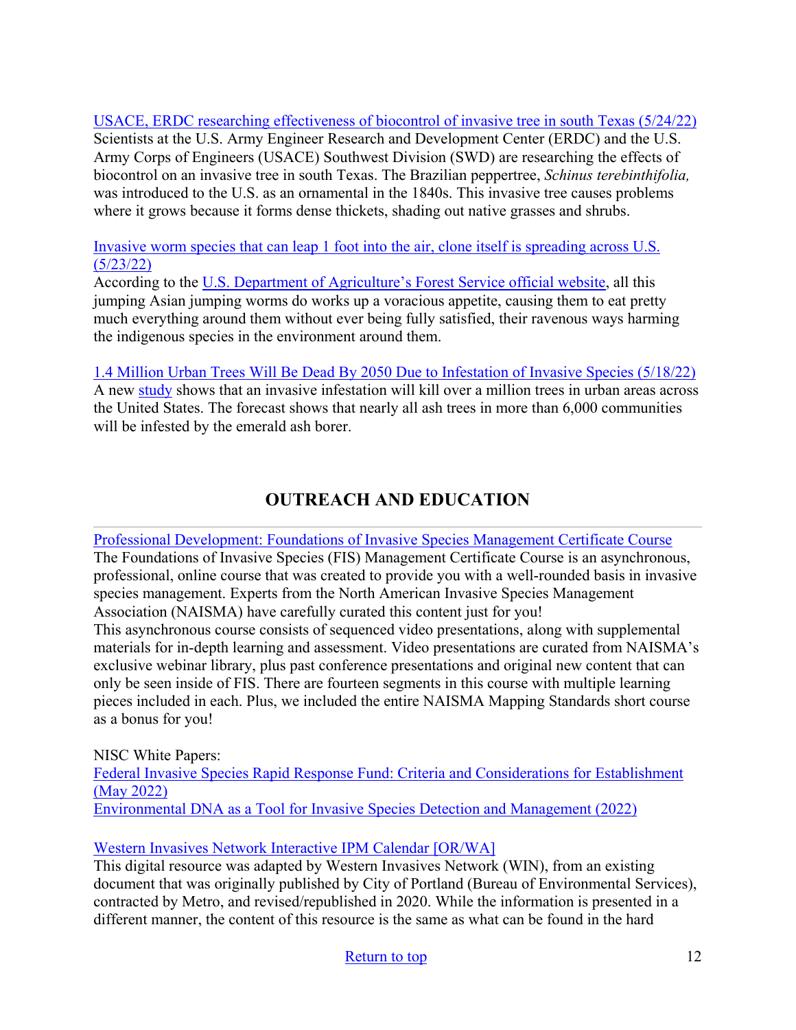USACE, ERDC researching effectiveness of biocontrol of invasive tree in south Texas (5/24/22)
Scientists at the U.S. Army Engineer Research and Development Center (ERDC) and the U.S. Army Corps of Engineers (USACE) Southwest Division (SWD) are researching the effects of biocontrol on an invasive tree in south Texas. The Brazilian peppertree, *Schinus terebinthifolia,* was introduced to the U.S. as an ornamental in the 1840s. This invasive tree causes problems where it grows because it forms dense thickets, shading out native grasses and shrubs.

Invasive worm species that can leap 1 foot into the air, clone itself is spreading across U.S. (5/23/22)
According to the U.S. Department of Agriculture's Forest Service official website, all this jumping Asian jumping worms do works up a voracious appetite, causing them to eat pretty much everything around them without ever being fully satisfied, their ravenous ways harming the indigenous species in the environment around them.

1.4 Million Urban Trees Will Be Dead By 2050 Due to Infestation of Invasive Species (5/18/22)
A new study shows that an invasive infestation will kill over a million trees in urban areas across the United States. The forecast shows that nearly all ash trees in more than 6,000 communities will be infested by the emerald ash borer.

## OUTREACH AND EDUCATION

Professional Development: Foundations of Invasive Species Management Certificate Course
The Foundations of Invasive Species (FIS) Management Certificate Course is an asynchronous, professional, online course that was created to provide you with a well-rounded basis in invasive species management. Experts from the North American Invasive Species Management Association (NAISMA) have carefully curated this content just for you!
This asynchronous course consists of sequenced video presentations, along with supplemental materials for in-depth learning and assessment. Video presentations are curated from NAISMA's exclusive webinar library, plus past conference presentations and original new content that can only be seen inside of FIS. There are fourteen segments in this course with multiple learning pieces included in each. Plus, we included the entire NAISMA Mapping Standards short course as a bonus for you!

NISC White Papers:
Federal Invasive Species Rapid Response Fund: Criteria and Considerations for Establishment (May 2022)
Environmental DNA as a Tool for Invasive Species Detection and Management (2022)

Western Invasives Network Interactive IPM Calendar [OR/WA]
This digital resource was adapted by Western Invasives Network (WIN), from an existing document that was originally published by City of Portland (Bureau of Environmental Services), contracted by Metro, and revised/republished in 2020. While the information is presented in a different manner, the content of this resource is the same as what can be found in the hard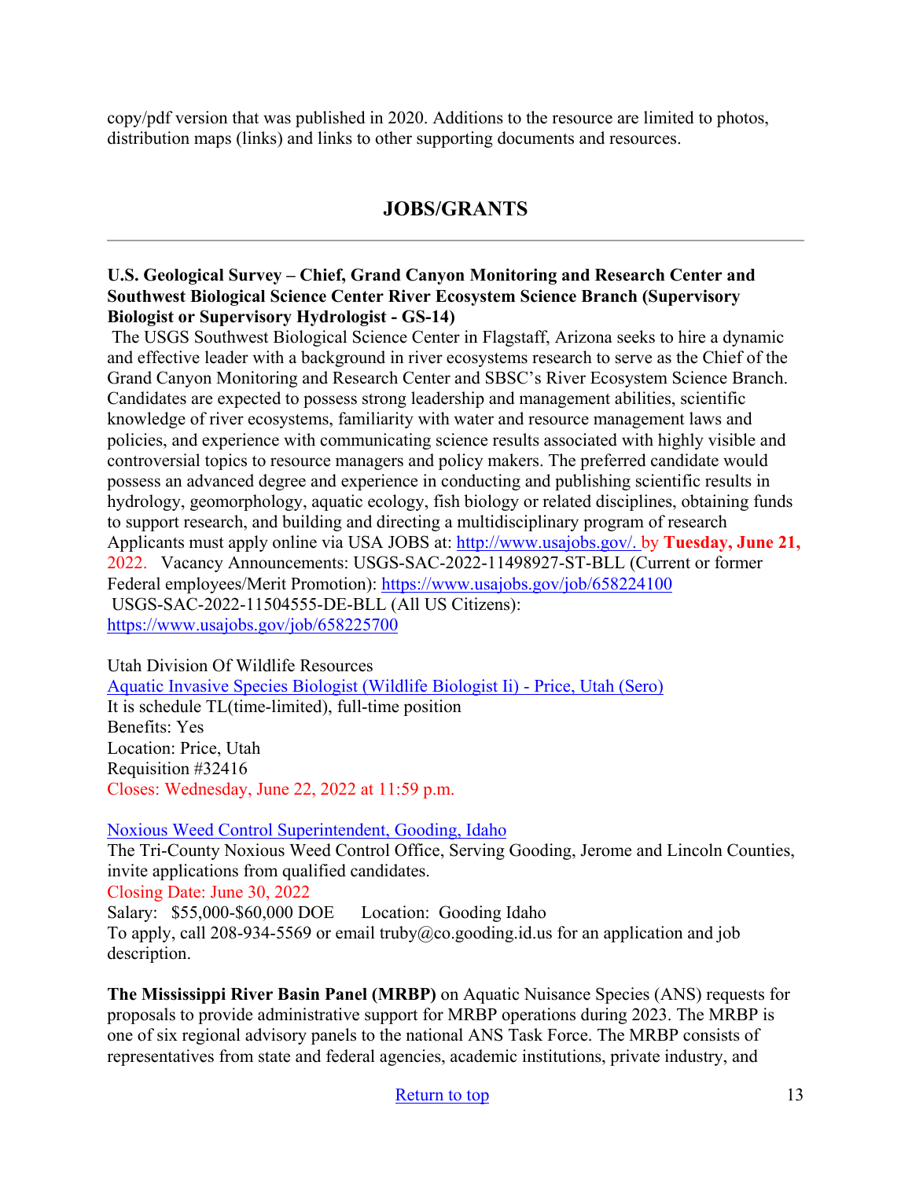copy/pdf version that was published in 2020. Additions to the resource are limited to photos, distribution maps (links) and links to other supporting documents and resources.

## JOBS/GRANTS

---

**U.S. Geological Survey – Chief, Grand Canyon Monitoring and Research Center and Southwest Biological Science Center River Ecosystem Science Branch (Supervisory Biologist or Supervisory Hydrologist - GS-14)**

The USGS Southwest Biological Science Center in Flagstaff, Arizona seeks to hire a dynamic and effective leader with a background in river ecosystems research to serve as the Chief of the Grand Canyon Monitoring and Research Center and SBSC's River Ecosystem Science Branch. Candidates are expected to possess strong leadership and management abilities, scientific knowledge of river ecosystems, familiarity with water and resource management laws and policies, and experience with communicating science results associated with highly visible and controversial topics to resource managers and policy makers. The preferred candidate would possess an advanced degree and experience in conducting and publishing scientific results in hydrology, geomorphology, aquatic ecology, fish biology or related disciplines, obtaining funds to support research, and building and directing a multidisciplinary program of research Applicants must apply online via USA JOBS at: http://www.usajobs.gov/. by **Tuesday, June 21,** 2022. Vacancy Announcements: USGS-SAC-2022-11498927-ST-BLL (Current or former Federal employees/Merit Promotion): https://www.usajobs.gov/job/658224100
USGS-SAC-2022-11504555-DE-BLL (All US Citizens): https://www.usajobs.gov/job/658225700

Utah Division Of Wildlife Resources
Aquatic Invasive Species Biologist (Wildlife Biologist Ii) - Price, Utah (Sero)
It is schedule TL(time-limited), full-time position
Benefits: Yes
Location: Price, Utah
Requisition #32416
Closes: Wednesday, June 22, 2022 at 11:59 p.m.

Noxious Weed Control Superintendent, Gooding, Idaho
The Tri-County Noxious Weed Control Office, Serving Gooding, Jerome and Lincoln Counties, invite applications from qualified candidates.
Closing Date: June 30, 2022
Salary: $55,000-$60,000 DOE Location: Gooding Idaho
To apply, call 208-934-5569 or email truby@co.gooding.id.us for an application and job description.

**The Mississippi River Basin Panel (MRBP)** on Aquatic Nuisance Species (ANS) requests for proposals to provide administrative support for MRBP operations during 2023. The MRBP is one of six regional advisory panels to the national ANS Task Force. The MRBP consists of representatives from state and federal agencies, academic institutions, private industry, and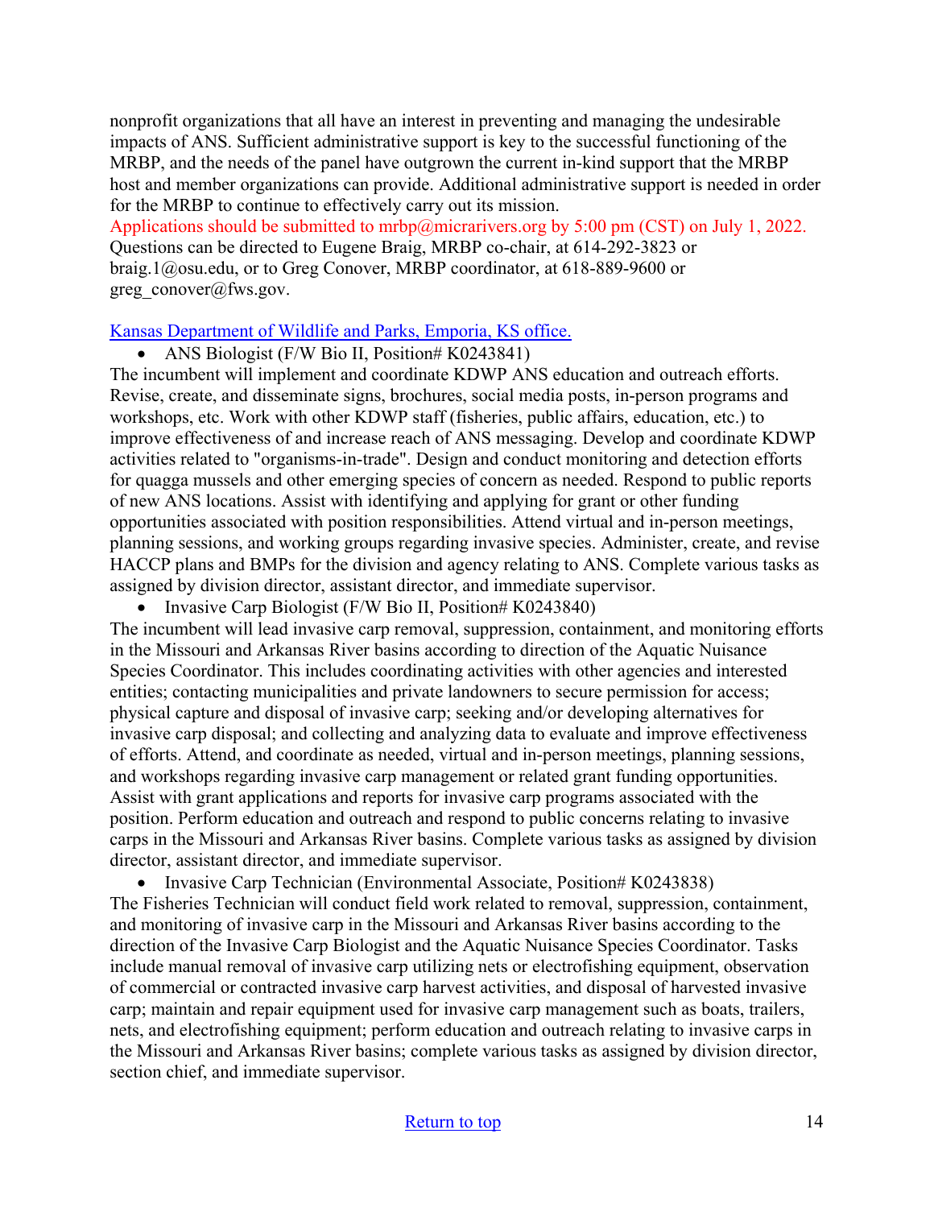nonprofit organizations that all have an interest in preventing and managing the undesirable impacts of ANS. Sufficient administrative support is key to the successful functioning of the MRBP, and the needs of the panel have outgrown the current in-kind support that the MRBP host and member organizations can provide. Additional administrative support is needed in order for the MRBP to continue to effectively carry out its mission.

Applications should be submitted to mrbp@micrarivers.org by 5:00 pm (CST) on July 1, 2022. Questions can be directed to Eugene Braig, MRBP co-chair, at 614-292-3823 or braig.1@osu.edu, or to Greg Conover, MRBP coordinator, at 618-889-9600 or greg_conover@fws.gov.

[Kansas Department of Wildlife and Parks, Emporia, KS office.]

- ANS Biologist (F/W Bio II, Position# K0243841)

The incumbent will implement and coordinate KDWP ANS education and outreach efforts. Revise, create, and disseminate signs, brochures, social media posts, in-person programs and workshops, etc. Work with other KDWP staff (fisheries, public affairs, education, etc.) to improve effectiveness of and increase reach of ANS messaging. Develop and coordinate KDWP activities related to "organisms-in-trade". Design and conduct monitoring and detection efforts for quagga mussels and other emerging species of concern as needed. Respond to public reports of new ANS locations. Assist with identifying and applying for grant or other funding opportunities associated with position responsibilities. Attend virtual and in-person meetings, planning sessions, and working groups regarding invasive species. Administer, create, and revise HACCP plans and BMPs for the division and agency relating to ANS. Complete various tasks as assigned by division director, assistant director, and immediate supervisor.

- Invasive Carp Biologist (F/W Bio II, Position# K0243840)

The incumbent will lead invasive carp removal, suppression, containment, and monitoring efforts in the Missouri and Arkansas River basins according to direction of the Aquatic Nuisance Species Coordinator. This includes coordinating activities with other agencies and interested entities; contacting municipalities and private landowners to secure permission for access; physical capture and disposal of invasive carp; seeking and/or developing alternatives for invasive carp disposal; and collecting and analyzing data to evaluate and improve effectiveness of efforts. Attend, and coordinate as needed, virtual and in-person meetings, planning sessions, and workshops regarding invasive carp management or related grant funding opportunities. Assist with grant applications and reports for invasive carp programs associated with the position. Perform education and outreach and respond to public concerns relating to invasive carps in the Missouri and Arkansas River basins. Complete various tasks as assigned by division director, assistant director, and immediate supervisor.

- Invasive Carp Technician (Environmental Associate, Position# K0243838)

The Fisheries Technician will conduct field work related to removal, suppression, containment, and monitoring of invasive carp in the Missouri and Arkansas River basins according to the direction of the Invasive Carp Biologist and the Aquatic Nuisance Species Coordinator. Tasks include manual removal of invasive carp utilizing nets or electrofishing equipment, observation of commercial or contracted invasive carp harvest activities, and disposal of harvested invasive carp; maintain and repair equipment used for invasive carp management such as boats, trailers, nets, and electrofishing equipment; perform education and outreach relating to invasive carps in the Missouri and Arkansas River basins; complete various tasks as assigned by division director, section chief, and immediate supervisor.

[Return to top]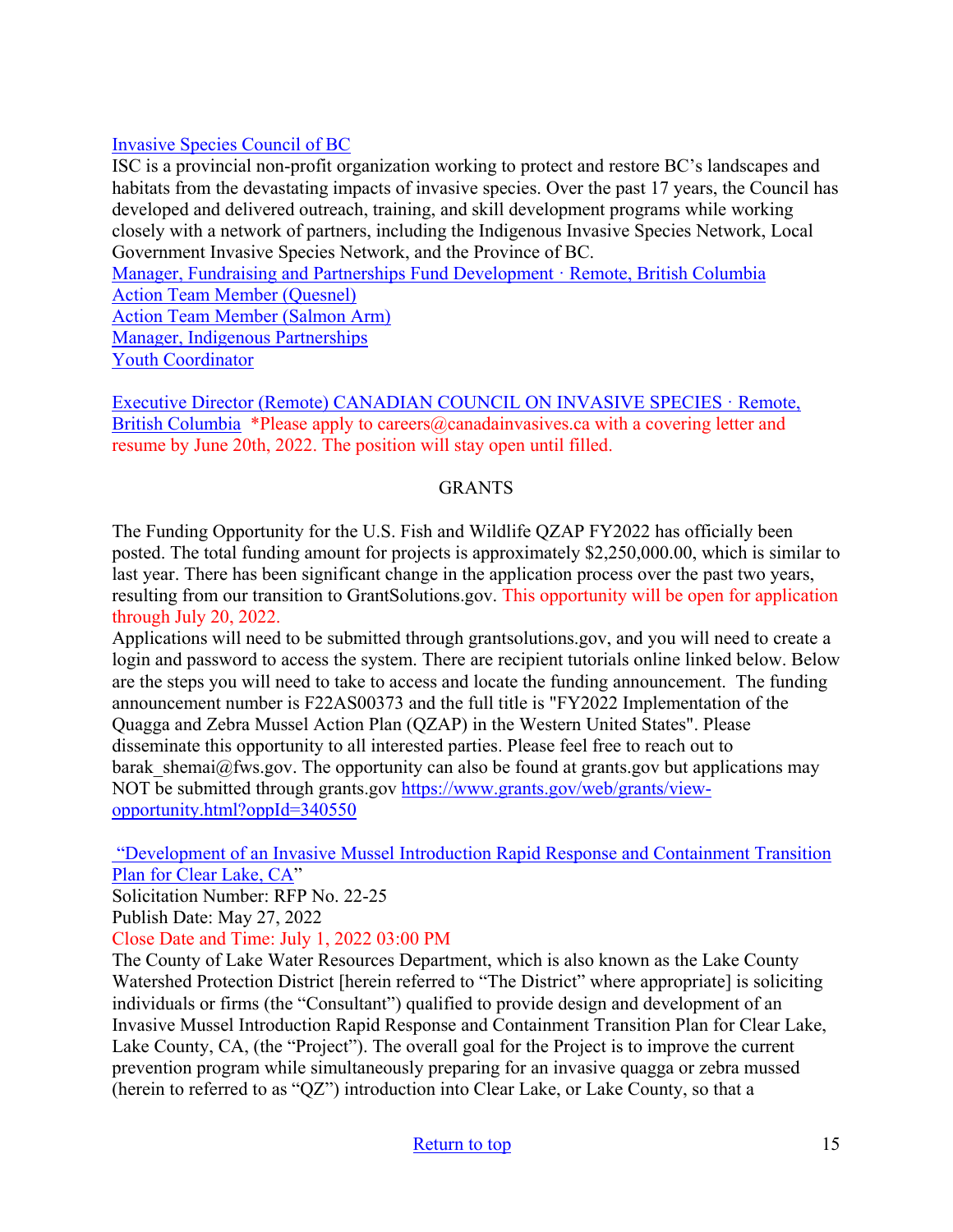[Invasive Species Council of BC](#)
ISC is a provincial non-profit organization working to protect and restore BC's landscapes and habitats from the devastating impacts of invasive species. Over the past 17 years, the Council has developed and delivered outreach, training, and skill development programs while working closely with a network of partners, including the Indigenous Invasive Species Network, Local Government Invasive Species Network, and the Province of BC.
[Manager, Fundraising and Partnerships Fund Development · Remote, British Columbia](#)
[Action Team Member (Quesnel)](#)
[Action Team Member (Salmon Arm)](#)
[Manager, Indigenous Partnerships](#)
[Youth Coordinator](#)

[Executive Director (Remote) CANADIAN COUNCIL ON INVASIVE SPECIES · Remote, British Columbia](#) *Please apply to careers@canadainvasives.ca with a covering letter and resume by June 20th, 2022. The position will stay open until filled.

## GRANTS

The Funding Opportunity for the U.S. Fish and Wildlife QZAP FY2022 has officially been posted. The total funding amount for projects is approximately $2,250,000.00, which is similar to last year. There has been significant change in the application process over the past two years, resulting from our transition to GrantSolutions.gov. This opportunity will be open for application through July 20, 2022.
Applications will need to be submitted through grantsolutions.gov, and you will need to create a login and password to access the system. There are recipient tutorials online linked below. Below are the steps you will need to take to access and locate the funding announcement. The funding announcement number is F22AS00373 and the full title is "FY2022 Implementation of the Quagga and Zebra Mussel Action Plan (QZAP) in the Western United States". Please disseminate this opportunity to all interested parties. Please feel free to reach out to barak_shemai@fws.gov. The opportunity can also be found at grants.gov but applications may NOT be submitted through grants.gov [https://www.grants.gov/web/grants/view-opportunity.html?oppId=340550](https://www.grants.gov/web/grants/view-opportunity.html?oppId=340550)

["Development of an Invasive Mussel Introduction Rapid Response and Containment Transition Plan for Clear Lake, CA](#)"
Solicitation Number: RFP No. 22-25
Publish Date: May 27, 2022
Close Date and Time: July 1, 2022 03:00 PM
The County of Lake Water Resources Department, which is also known as the Lake County Watershed Protection District [herein referred to "The District" where appropriate] is soliciting individuals or firms (the "Consultant") qualified to provide design and development of an Invasive Mussel Introduction Rapid Response and Containment Transition Plan for Clear Lake, Lake County, CA, (the "Project"). The overall goal for the Project is to improve the current prevention program while simultaneously preparing for an invasive quagga or zebra mussed (herein to referred to as "QZ") introduction into Clear Lake, or Lake County, so that a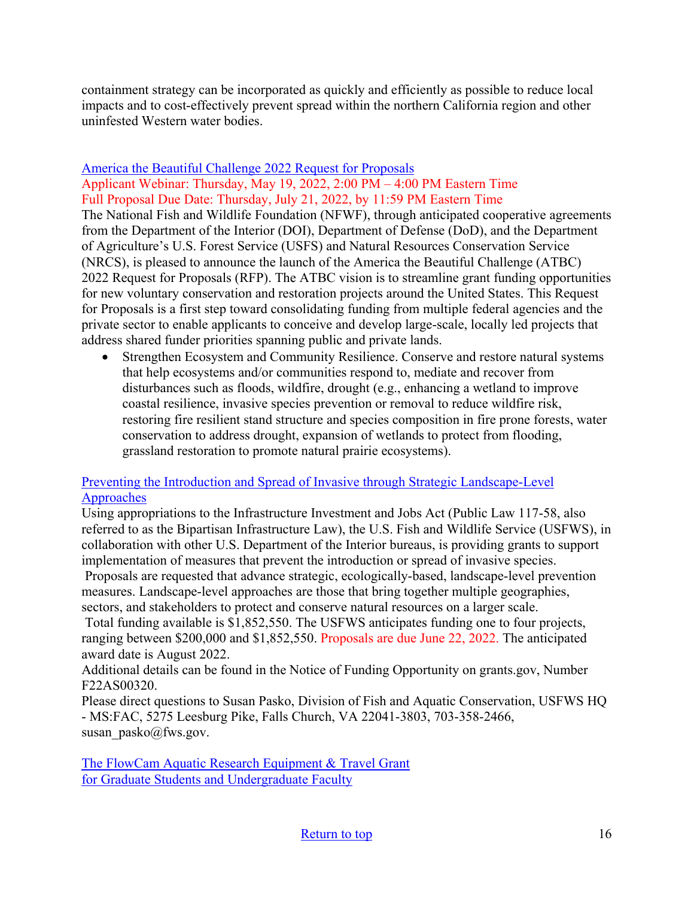containment strategy can be incorporated as quickly and efficiently as possible to reduce local impacts and to cost-effectively prevent spread within the northern California region and other uninfested Western water bodies.

[America the Beautiful Challenge 2022 Request for Proposals]()

Applicant Webinar: Thursday, May 19, 2022, 2:00 PM – 4:00 PM Eastern Time
Full Proposal Due Date: Thursday, July 21, 2022, by 11:59 PM Eastern Time

The National Fish and Wildlife Foundation (NFWF), through anticipated cooperative agreements from the Department of the Interior (DOI), Department of Defense (DoD), and the Department of Agriculture's U.S. Forest Service (USFS) and Natural Resources Conservation Service (NRCS), is pleased to announce the launch of the America the Beautiful Challenge (ATBC) 2022 Request for Proposals (RFP). The ATBC vision is to streamline grant funding opportunities for new voluntary conservation and restoration projects around the United States. This Request for Proposals is a first step toward consolidating funding from multiple federal agencies and the private sector to enable applicants to conceive and develop large-scale, locally led projects that address shared funder priorities spanning public and private lands.

- Strengthen Ecosystem and Community Resilience. Conserve and restore natural systems that help ecosystems and/or communities respond to, mediate and recover from disturbances such as floods, wildfire, drought (e.g., enhancing a wetland to improve coastal resilience, invasive species prevention or removal to reduce wildfire risk, restoring fire resilient stand structure and species composition in fire prone forests, water conservation to address drought, expansion of wetlands to protect from flooding, grassland restoration to promote natural prairie ecosystems).

[Preventing the Introduction and Spread of Invasive through Strategic Landscape-Level Approaches]()

Using appropriations to the Infrastructure Investment and Jobs Act (Public Law 117-58, also referred to as the Bipartisan Infrastructure Law), the U.S. Fish and Wildlife Service (USFWS), in collaboration with other U.S. Department of the Interior bureaus, is providing grants to support implementation of measures that prevent the introduction or spread of invasive species.
Proposals are requested that advance strategic, ecologically-based, landscape-level prevention measures. Landscape-level approaches are those that bring together multiple geographies, sectors, and stakeholders to protect and conserve natural resources on a larger scale.
Total funding available is $1,852,550. The USFWS anticipates funding one to four projects, ranging between $200,000 and $1,852,550. Proposals are due June 22, 2022. The anticipated award date is August 2022.
Additional details can be found in the Notice of Funding Opportunity on grants.gov, Number F22AS00320.
Please direct questions to Susan Pasko, Division of Fish and Aquatic Conservation, USFWS HQ - MS:FAC, 5275 Leesburg Pike, Falls Church, VA 22041-3803, 703-358-2466, susan_pasko@fws.gov.

[The FlowCam Aquatic Research Equipment & Travel Grant for Graduate Students and Undergraduate Faculty]()

[Return to top]()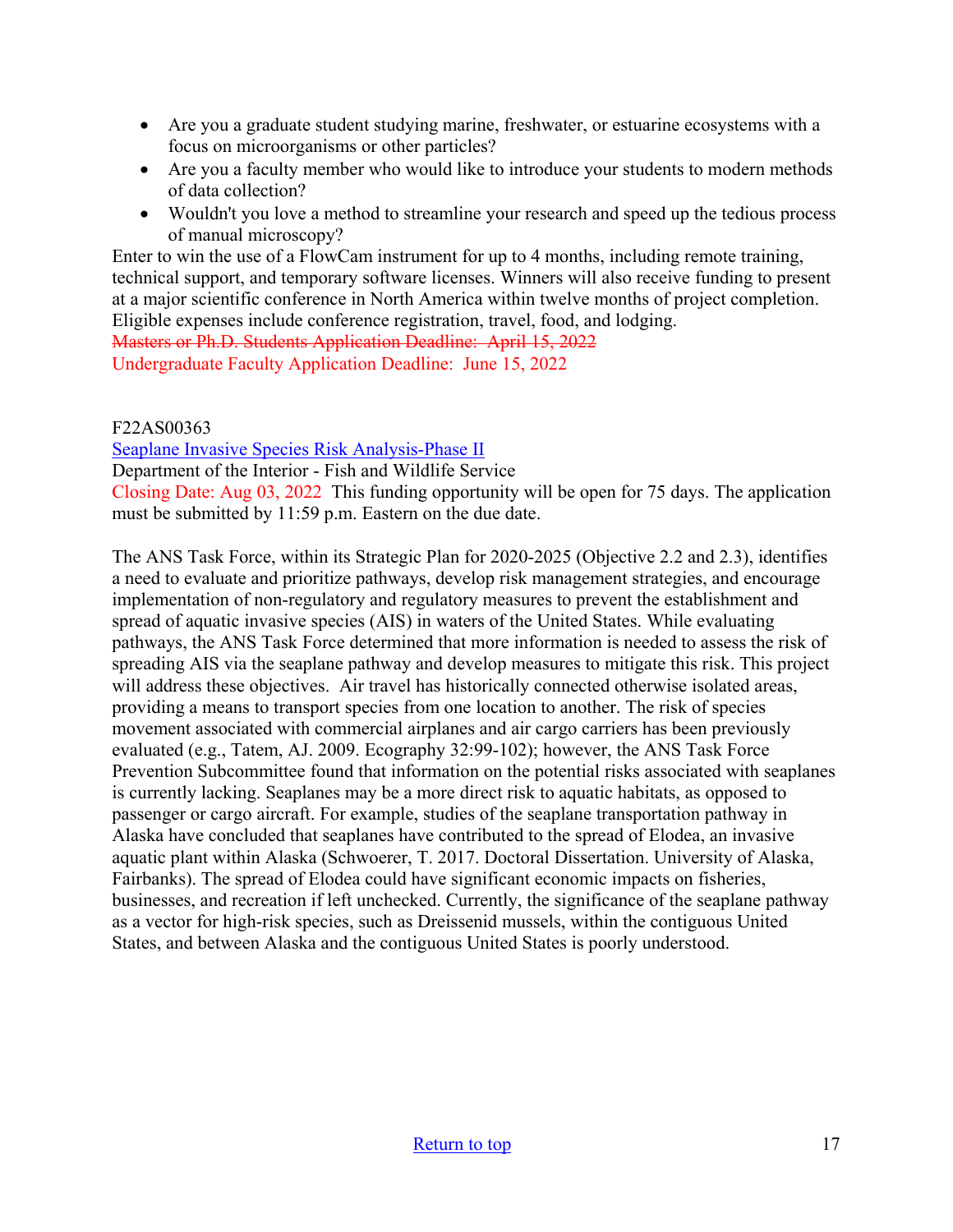- Are you a graduate student studying marine, freshwater, or estuarine ecosystems with a focus on microorganisms or other particles?
- Are you a faculty member who would like to introduce your students to modern methods of data collection?
- Wouldn't you love a method to streamline your research and speed up the tedious process of manual microscopy?

Enter to win the use of a FlowCam instrument for up to 4 months, including remote training, technical support, and temporary software licenses. Winners will also receive funding to present at a major scientific conference in North America within twelve months of project completion. Eligible expenses include conference registration, travel, food, and lodging.
~~Masters or Ph.D. Students Application Deadline: April 15, 2022~~
Undergraduate Faculty Application Deadline: June 15, 2022

F22AS00363
[Seaplane Invasive Species Risk Analysis-Phase II]()
Department of the Interior - Fish and Wildlife Service
Closing Date: Aug 03, 2022 This funding opportunity will be open for 75 days. The application must be submitted by 11:59 p.m. Eastern on the due date.

The ANS Task Force, within its Strategic Plan for 2020-2025 (Objective 2.2 and 2.3), identifies a need to evaluate and prioritize pathways, develop risk management strategies, and encourage implementation of non-regulatory and regulatory measures to prevent the establishment and spread of aquatic invasive species (AIS) in waters of the United States. While evaluating pathways, the ANS Task Force determined that more information is needed to assess the risk of spreading AIS via the seaplane pathway and develop measures to mitigate this risk. This project will address these objectives. Air travel has historically connected otherwise isolated areas, providing a means to transport species from one location to another. The risk of species movement associated with commercial airplanes and air cargo carriers has been previously evaluated (e.g., Tatem, AJ. 2009. Ecography 32:99-102); however, the ANS Task Force Prevention Subcommittee found that information on the potential risks associated with seaplanes is currently lacking. Seaplanes may be a more direct risk to aquatic habitats, as opposed to passenger or cargo aircraft. For example, studies of the seaplane transportation pathway in Alaska have concluded that seaplanes have contributed to the spread of Elodea, an invasive aquatic plant within Alaska (Schwoerer, T. 2017. Doctoral Dissertation. University of Alaska, Fairbanks). The spread of Elodea could have significant economic impacts on fisheries, businesses, and recreation if left unchecked. Currently, the significance of the seaplane pathway as a vector for high-risk species, such as Dreissenid mussels, within the contiguous United States, and between Alaska and the contiguous United States is poorly understood.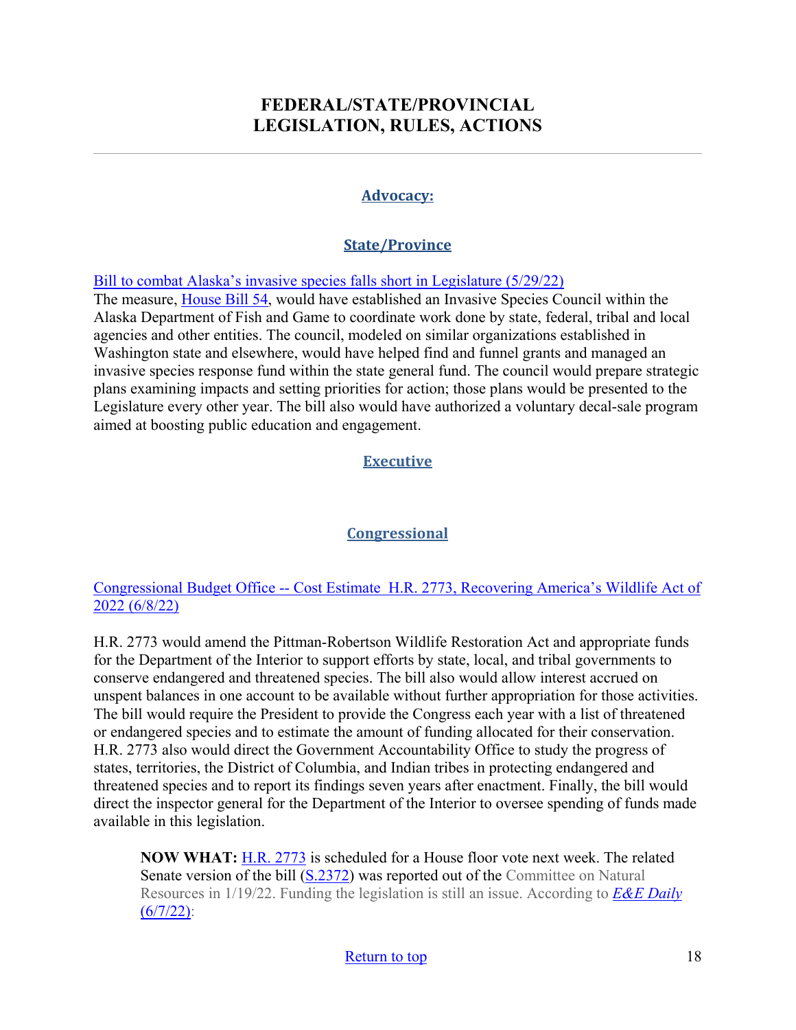# FEDERAL/STATE/PROVINCIAL LEGISLATION, RULES, ACTIONS

## Advocacy:

### State/Province

Bill to combat Alaska's invasive species falls short in Legislature (5/29/22)
The measure, House Bill 54, would have established an Invasive Species Council within the Alaska Department of Fish and Game to coordinate work done by state, federal, tribal and local agencies and other entities. The council, modeled on similar organizations established in Washington state and elsewhere, would have helped find and funnel grants and managed an invasive species response fund within the state general fund. The council would prepare strategic plans examining impacts and setting priorities for action; those plans would be presented to the Legislature every other year. The bill also would have authorized a voluntary decal-sale program aimed at boosting public education and engagement.

### Executive

### Congressional

Congressional Budget Office -- Cost Estimate H.R. 2773, Recovering America's Wildlife Act of 2022 (6/8/22)

H.R. 2773 would amend the Pittman-Robertson Wildlife Restoration Act and appropriate funds for the Department of the Interior to support efforts by state, local, and tribal governments to conserve endangered and threatened species. The bill also would allow interest accrued on unspent balances in one account to be available without further appropriation for those activities. The bill would require the President to provide the Congress each year with a list of threatened or endangered species and to estimate the amount of funding allocated for their conservation. H.R. 2773 also would direct the Government Accountability Office to study the progress of states, territories, the District of Columbia, and Indian tribes in protecting endangered and threatened species and to report its findings seven years after enactment. Finally, the bill would direct the inspector general for the Department of the Interior to oversee spending of funds made available in this legislation.

> **NOW WHAT:** H.R. 2773 is scheduled for a House floor vote next week. The related Senate version of the bill (S.2372) was reported out of the Committee on Natural Resources in 1/19/22. Funding the legislation is still an issue. According to *E&E Daily* (6/7/22):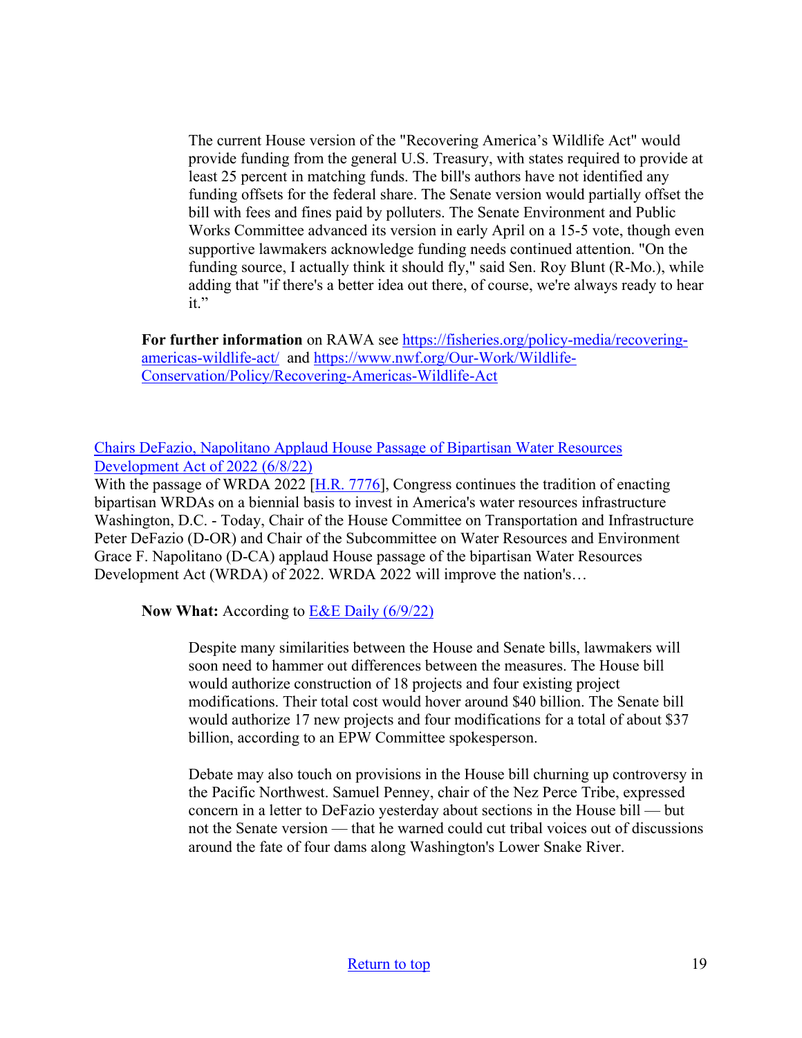> The current House version of the "Recovering America's Wildlife Act" would provide funding from the general U.S. Treasury, with states required to provide at least 25 percent in matching funds. The bill's authors have not identified any funding offsets for the federal share. The Senate version would partially offset the bill with fees and fines paid by polluters. The Senate Environment and Public Works Committee advanced its version in early April on a 15-5 vote, though even supportive lawmakers acknowledge funding needs continued attention. "On the funding source, I actually think it should fly," said Sen. Roy Blunt (R-Mo.), while adding that "if there's a better idea out there, of course, we're always ready to hear it."

**For further information** on RAWA see https://fisheries.org/policy-media/recovering-americas-wildlife-act/ and https://www.nwf.org/Our-Work/Wildlife-Conservation/Policy/Recovering-Americas-Wildlife-Act

Chairs DeFazio, Napolitano Applaud House Passage of Bipartisan Water Resources Development Act of 2022 (6/8/22)

With the passage of WRDA 2022 [H.R. 7776], Congress continues the tradition of enacting bipartisan WRDAs on a biennial basis to invest in America's water resources infrastructure Washington, D.C. - Today, Chair of the House Committee on Transportation and Infrastructure Peter DeFazio (D-OR) and Chair of the Subcommittee on Water Resources and Environment Grace F. Napolitano (D-CA) applaud House passage of the bipartisan Water Resources Development Act (WRDA) of 2022. WRDA 2022 will improve the nation's…

**Now What:** According to E&E Daily (6/9/22)

> Despite many similarities between the House and Senate bills, lawmakers will soon need to hammer out differences between the measures. The House bill would authorize construction of 18 projects and four existing project modifications. Their total cost would hover around $40 billion. The Senate bill would authorize 17 new projects and four modifications for a total of about $37 billion, according to an EPW Committee spokesperson.
>
> Debate may also touch on provisions in the House bill churning up controversy in the Pacific Northwest. Samuel Penney, chair of the Nez Perce Tribe, expressed concern in a letter to DeFazio yesterday about sections in the House bill — but not the Senate version — that he warned could cut tribal voices out of discussions around the fate of four dams along Washington's Lower Snake River.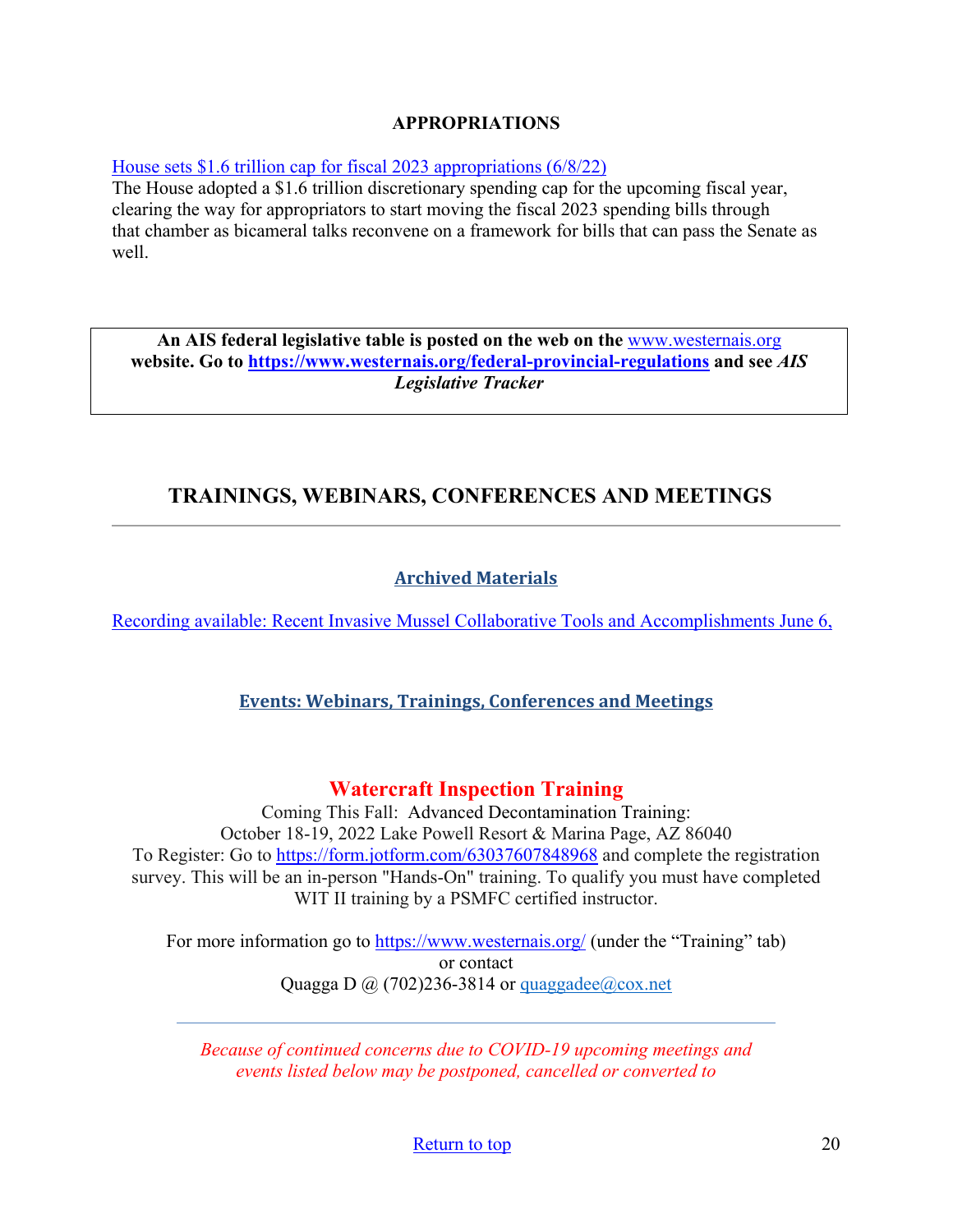**APPROPRIATIONS**

[House sets $1.6 trillion cap for fiscal 2023 appropriations (6/8/22)](#)
The House adopted a $1.6 trillion discretionary spending cap for the upcoming fiscal year, clearing the way for appropriators to start moving the fiscal 2023 spending bills through that chamber as bicameral talks reconvene on a framework for bills that can pass the Senate as well.

**An AIS federal legislative table is posted on the web on the [www.westernais.org](http://www.westernais.org) website. Go to [https://www.westernais.org/federal-provincial-regulations](https://www.westernais.org/federal-provincial-regulations) and see *AIS Legislative Tracker***

## TRAININGS, WEBINARS, CONFERENCES AND MEETINGS

---

### Archived Materials

[Recording available: Recent Invasive Mussel Collaborative Tools and Accomplishments June 6,](#)

### Events: Webinars, Trainings, Conferences and Meetings

### Watercraft Inspection Training

Coming This Fall: Advanced Decontamination Training:
October 18-19, 2022 Lake Powell Resort & Marina Page, AZ 86040
To Register: Go to [https://form.jotform.com/63037607848968](https://form.jotform.com/63037607848968) and complete the registration survey. This will be an in-person "Hands-On" training. To qualify you must have completed WIT II training by a PSMFC certified instructor.

For more information go to [https://www.westernais.org/](https://www.westernais.org/) (under the "Training" tab)
or contact
Quagga D @ (702)236-3814 or [quaggadee@cox.net](mailto:quaggadee@cox.net)

---

*Because of continued concerns due to COVID-19 upcoming meetings and events listed below may be postponed, cancelled or converted to*

[Return to top](#)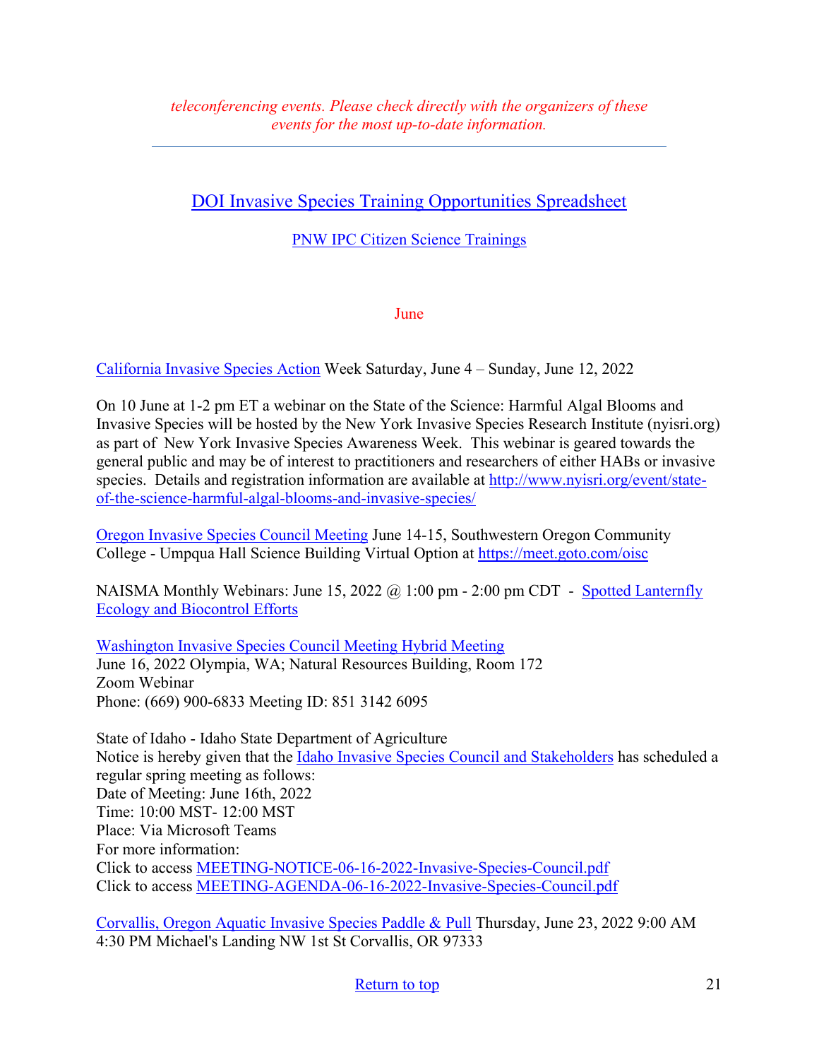*teleconferencing events. Please check directly with the organizers of these events for the most up-to-date information.*

---

DOI Invasive Species Training Opportunities Spreadsheet

PNW IPC Citizen Science Trainings

June

California Invasive Species Action Week Saturday, June 4 – Sunday, June 12, 2022

On 10 June at 1-2 pm ET a webinar on the State of the Science: Harmful Algal Blooms and Invasive Species will be hosted by the New York Invasive Species Research Institute (nyisri.org) as part of New York Invasive Species Awareness Week. This webinar is geared towards the general public and may be of interest to practitioners and researchers of either HABs or invasive species. Details and registration information are available at http://www.nyisri.org/event/state-of-the-science-harmful-algal-blooms-and-invasive-species/

Oregon Invasive Species Council Meeting June 14-15, Southwestern Oregon Community College - Umpqua Hall Science Building Virtual Option at https://meet.goto.com/oisc

NAISMA Monthly Webinars: June 15, 2022 @ 1:00 pm - 2:00 pm CDT - Spotted Lanternfly Ecology and Biocontrol Efforts

Washington Invasive Species Council Meeting Hybrid Meeting
June 16, 2022 Olympia, WA; Natural Resources Building, Room 172
Zoom Webinar
Phone: (669) 900-6833 Meeting ID: 851 3142 6095

State of Idaho - Idaho State Department of Agriculture
Notice is hereby given that the Idaho Invasive Species Council and Stakeholders has scheduled a regular spring meeting as follows:
Date of Meeting: June 16th, 2022
Time: 10:00 MST- 12:00 MST
Place: Via Microsoft Teams
For more information:
Click to access MEETING-NOTICE-06-16-2022-Invasive-Species-Council.pdf
Click to access MEETING-AGENDA-06-16-2022-Invasive-Species-Council.pdf

Corvallis, Oregon Aquatic Invasive Species Paddle & Pull Thursday, June 23, 2022 9:00 AM 4:30 PM Michael's Landing NW 1st St Corvallis, OR 97333

Return to top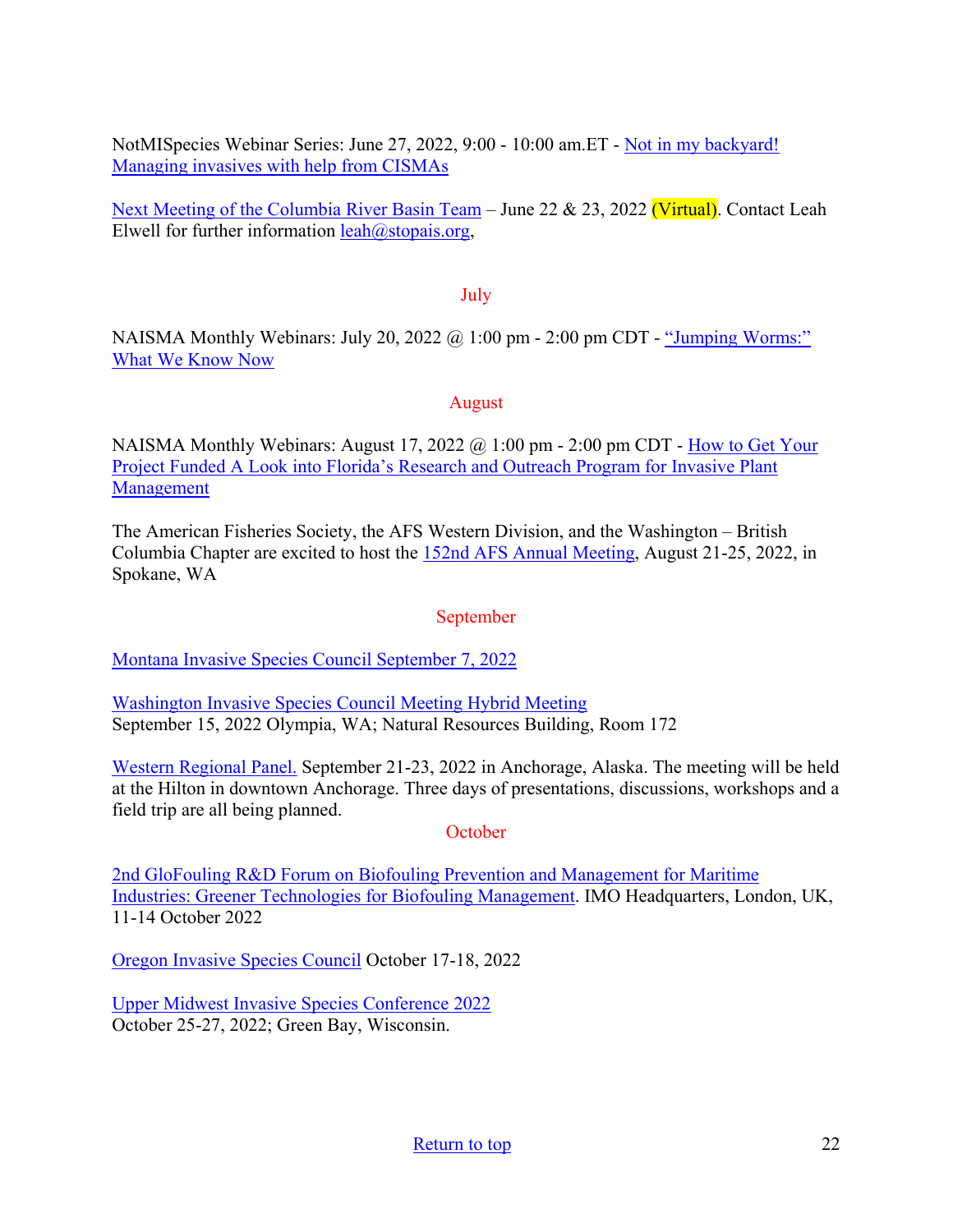NotMISpecies Webinar Series: June 27, 2022, 9:00 - 10:00 am.ET - Not in my backyard! Managing invasives with help from CISMAs

Next Meeting of the Columbia River Basin Team – June 22 & 23, 2022 (Virtual). Contact Leah Elwell for further information leah@stopais.org,

## July

NAISMA Monthly Webinars: July 20, 2022 @ 1:00 pm - 2:00 pm CDT - "Jumping Worms:" What We Know Now

## August

NAISMA Monthly Webinars: August 17, 2022 @ 1:00 pm - 2:00 pm CDT - How to Get Your Project Funded A Look into Florida's Research and Outreach Program for Invasive Plant Management

The American Fisheries Society, the AFS Western Division, and the Washington – British Columbia Chapter are excited to host the 152nd AFS Annual Meeting, August 21-25, 2022, in Spokane, WA

## September

Montana Invasive Species Council September 7, 2022

Washington Invasive Species Council Meeting Hybrid Meeting
September 15, 2022 Olympia, WA; Natural Resources Building, Room 172

Western Regional Panel. September 21-23, 2022 in Anchorage, Alaska. The meeting will be held at the Hilton in downtown Anchorage. Three days of presentations, discussions, workshops and a field trip are all being planned.

## October

2nd GloFouling R&D Forum on Biofouling Prevention and Management for Maritime Industries: Greener Technologies for Biofouling Management. IMO Headquarters, London, UK, 11-14 October 2022

Oregon Invasive Species Council October 17-18, 2022

Upper Midwest Invasive Species Conference 2022
October 25-27, 2022; Green Bay, Wisconsin.

Return to top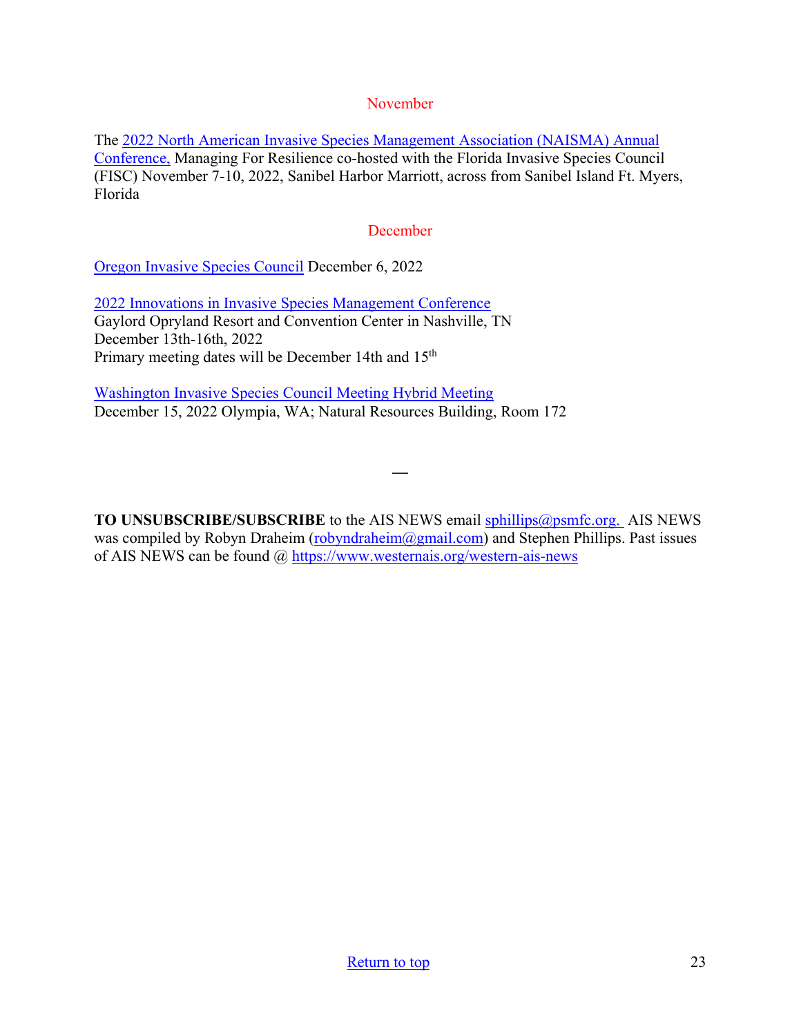November

The 2022 North American Invasive Species Management Association (NAISMA) Annual Conference, Managing For Resilience co-hosted with the Florida Invasive Species Council (FISC) November 7-10, 2022, Sanibel Harbor Marriott, across from Sanibel Island Ft. Myers, Florida

December

Oregon Invasive Species Council December 6, 2022

2022 Innovations in Invasive Species Management Conference
Gaylord Opryland Resort and Convention Center in Nashville, TN
December 13th-16th, 2022
Primary meeting dates will be December 14th and 15th

Washington Invasive Species Council Meeting Hybrid Meeting
December 15, 2022 Olympia, WA; Natural Resources Building, Room 172

—

**TO UNSUBSCRIBE/SUBSCRIBE** to the AIS NEWS email sphillips@psmfc.org. AIS NEWS was compiled by Robyn Draheim (robyndraheim@gmail.com) and Stephen Phillips. Past issues of AIS NEWS can be found @ https://www.westernais.org/western-ais-news

Return to top